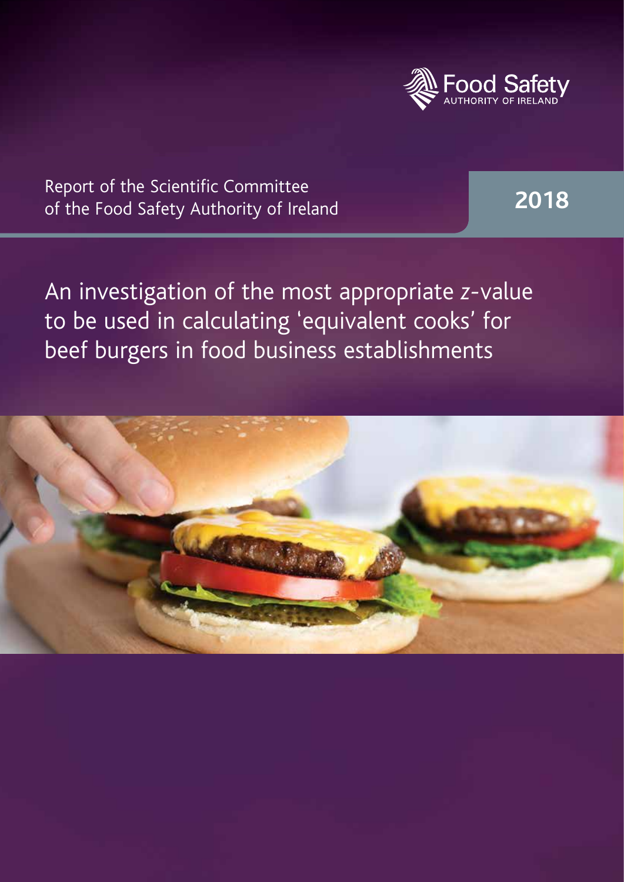Food Safety Authority of Ireland

Report of the Scientific Committee of the Food Safety Authority of Ireland

**2018**

# An investigation of the most appropriate *z*-value to be used in calculating 'equivalent cooks' for beef burgers in food business establishments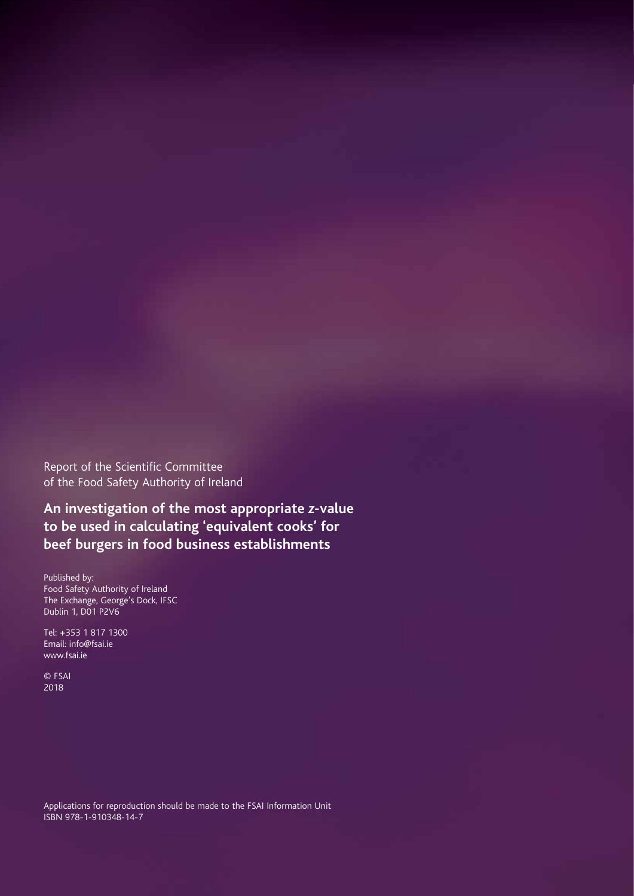Report of the Scientific Committee of the Food Safety Authority of Ireland

**An investigation of the most appropriate z-value to be used in calculating 'equivalent cooks' for beef burgers in food business establishments**

Published by:
Food Safety Authority of Ireland
The Exchange, George's Dock, IFSC
Dublin 1, D01 P2V6

Tel: +353 1 817 1300
Email: info@fsai.ie
www.fsai.ie

© FSAI
2018

Applications for reproduction should be made to the FSAI Information Unit
ISBN 978-1-910348-14-7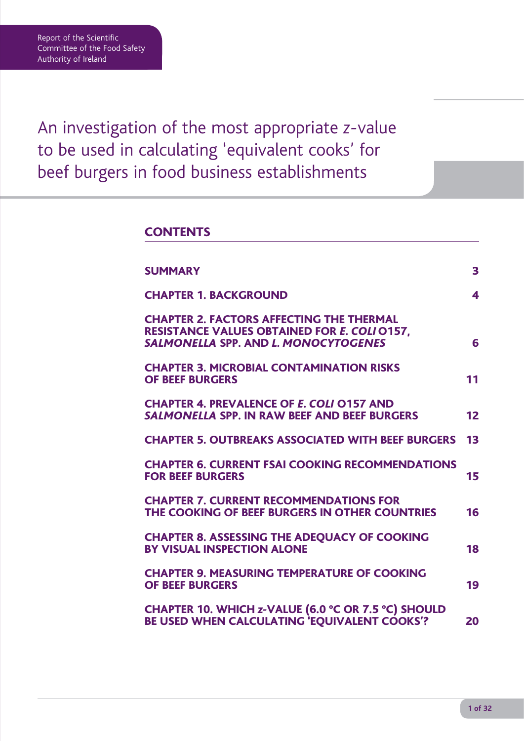Report of the Scientific Committee of the Food Safety Authority of Ireland

# An investigation of the most appropriate *z*-value to be used in calculating 'equivalent cooks' for beef burgers in food business establishments

## CONTENTS

| | |
|---|---|
| **SUMMARY** | **3** |
| **CHAPTER 1. BACKGROUND** | **4** |
| **CHAPTER 2. FACTORS AFFECTING THE THERMAL RESISTANCE VALUES OBTAINED FOR *E. COLI* O157, *SALMONELLA* SPP. AND *L. MONOCYTOGENES*** | **6** |
| **CHAPTER 3. MICROBIAL CONTAMINATION RISKS OF BEEF BURGERS** | **11** |
| **CHAPTER 4. PREVALENCE OF *E. COLI* O157 AND *SALMONELLA* SPP. IN RAW BEEF AND BEEF BURGERS** | **12** |
| **CHAPTER 5. OUTBREAKS ASSOCIATED WITH BEEF BURGERS** | **13** |
| **CHAPTER 6. CURRENT FSAI COOKING RECOMMENDATIONS FOR BEEF BURGERS** | **15** |
| **CHAPTER 7. CURRENT RECOMMENDATIONS FOR THE COOKING OF BEEF BURGERS IN OTHER COUNTRIES** | **16** |
| **CHAPTER 8. ASSESSING THE ADEQUACY OF COOKING BY VISUAL INSPECTION ALONE** | **18** |
| **CHAPTER 9. MEASURING TEMPERATURE OF COOKING OF BEEF BURGERS** | **19** |
| **CHAPTER 10. WHICH *z*-VALUE (6.0 °C OR 7.5 °C) SHOULD BE USED WHEN CALCULATING 'EQUIVALENT COOKS'?** | **20** |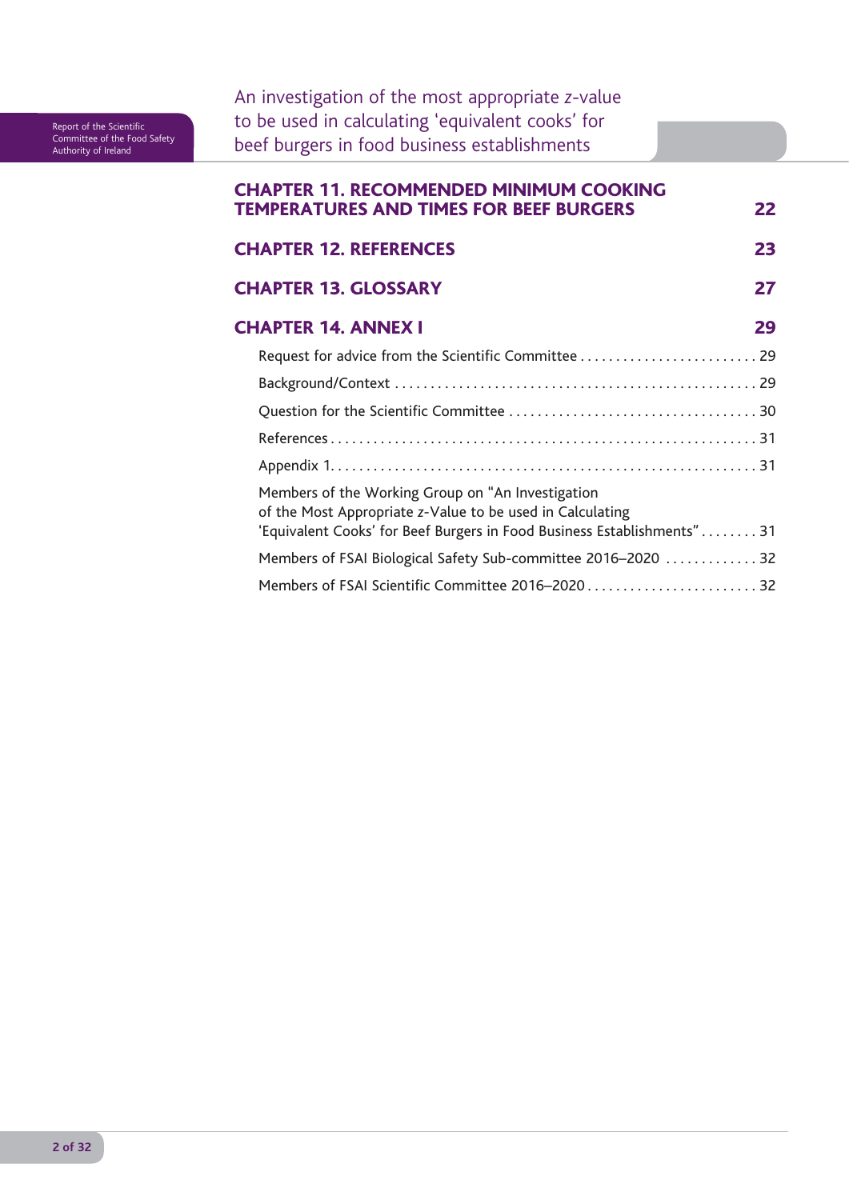**CHAPTER 11. RECOMMENDED MINIMUM COOKING TEMPERATURES AND TIMES FOR BEEF BURGERS** 22

**CHAPTER 12. REFERENCES** 23

**CHAPTER 13. GLOSSARY** 27

**CHAPTER 14. ANNEX I** 29

- Request for advice from the Scientific Committee . . . . . . . . . . . . . . . . . . . . . . . . . 29
- Background/Context . . . . . . . . . . . . . . . . . . . . . . . . . . . . . . . . . . . . . . . . . . . . . . . . . 29
- Question for the Scientific Committee . . . . . . . . . . . . . . . . . . . . . . . . . . . . . . . . . . 30
- References . . . . . . . . . . . . . . . . . . . . . . . . . . . . . . . . . . . . . . . . . . . . . . . . . . . . . . . . . . 31
- Appendix 1. . . . . . . . . . . . . . . . . . . . . . . . . . . . . . . . . . . . . . . . . . . . . . . . . . . . . . . . . 31
- Members of the Working Group on "An Investigation of the Most Appropriate *z*-Value to be used in Calculating 'Equivalent Cooks' for Beef Burgers in Food Business Establishments" . . . . . . . . 31
- Members of FSAI Biological Safety Sub-committee 2016–2020 . . . . . . . . . . . . . 32
- Members of FSAI Scientific Committee 2016–2020 . . . . . . . . . . . . . . . . . . . . . . . . 32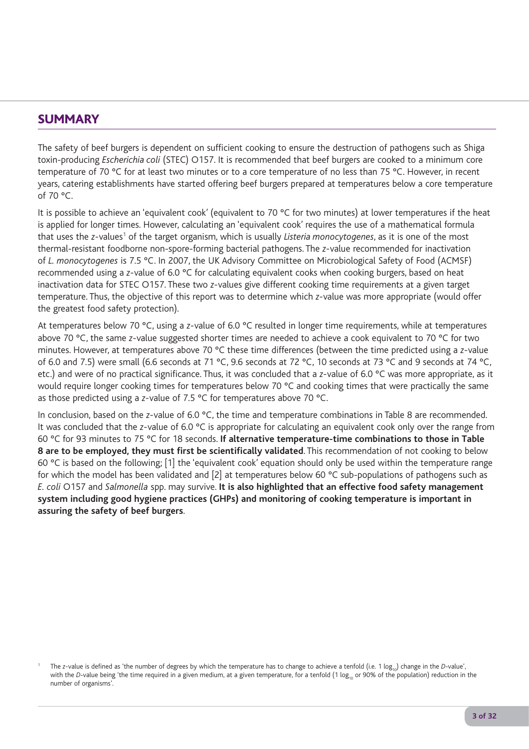## SUMMARY

The safety of beef burgers is dependent on sufficient cooking to ensure the destruction of pathogens such as Shiga toxin-producing *Escherichia coli* (STEC) O157. It is recommended that beef burgers are cooked to a minimum core temperature of 70 °C for at least two minutes or to a core temperature of no less than 75 °C. However, in recent years, catering establishments have started offering beef burgers prepared at temperatures below a core temperature of 70 °C.

It is possible to achieve an 'equivalent cook' (equivalent to 70 °C for two minutes) at lower temperatures if the heat is applied for longer times. However, calculating an 'equivalent cook' requires the use of a mathematical formula that uses the *z*-values[1] of the target organism, which is usually *Listeria monocytogenes*, as it is one of the most thermal-resistant foodborne non-spore-forming bacterial pathogens. The *z*-value recommended for inactivation of *L. monocytogenes* is 7.5 °C. In 2007, the UK Advisory Committee on Microbiological Safety of Food (ACMSF) recommended using a *z*-value of 6.0 °C for calculating equivalent cooks when cooking burgers, based on heat inactivation data for STEC O157. These two *z*-values give different cooking time requirements at a given target temperature. Thus, the objective of this report was to determine which *z*-value was more appropriate (would offer the greatest food safety protection).

At temperatures below 70 °C, using a *z*-value of 6.0 °C resulted in longer time requirements, while at temperatures above 70 °C, the same *z*-value suggested shorter times are needed to achieve a cook equivalent to 70 °C for two minutes. However, at temperatures above 70 °C these time differences (between the time predicted using a *z*-value of 6.0 and 7.5) were small (6.6 seconds at 71 °C, 9.6 seconds at 72 °C, 10 seconds at 73 °C and 9 seconds at 74 °C, etc.) and were of no practical significance. Thus, it was concluded that a *z*-value of 6.0 °C was more appropriate, as it would require longer cooking times for temperatures below 70 °C and cooking times that were practically the same as those predicted using a *z*-value of 7.5 °C for temperatures above 70 °C.

In conclusion, based on the *z*-value of 6.0 °C, the time and temperature combinations in Table 8 are recommended. It was concluded that the *z*-value of 6.0 °C is appropriate for calculating an equivalent cook only over the range from 60 °C for 93 minutes to 75 °C for 18 seconds. **If alternative temperature-time combinations to those in Table 8 are to be employed, they must first be scientifically validated**. This recommendation of not cooking to below 60 °C is based on the following; [1] the 'equivalent cook' equation should only be used within the temperature range for which the model has been validated and [2] at temperatures below 60 °C sub-populations of pathogens such as *E. coli* O157 and *Salmonella* spp. may survive. **It is also highlighted that an effective food safety management system including good hygiene practices (GHPs) and monitoring of cooking temperature is important in assuring the safety of beef burgers**.

[1] The *z*-value is defined as 'the number of degrees by which the temperature has to change to achieve a tenfold (i.e. 1 $\log_{10}$) change in the *D*-value', with the *D*-value being 'the time required in a given medium, at a given temperature, for a tenfold (1 $\log_{10}$ or 90% of the population) reduction in the number of organisms'.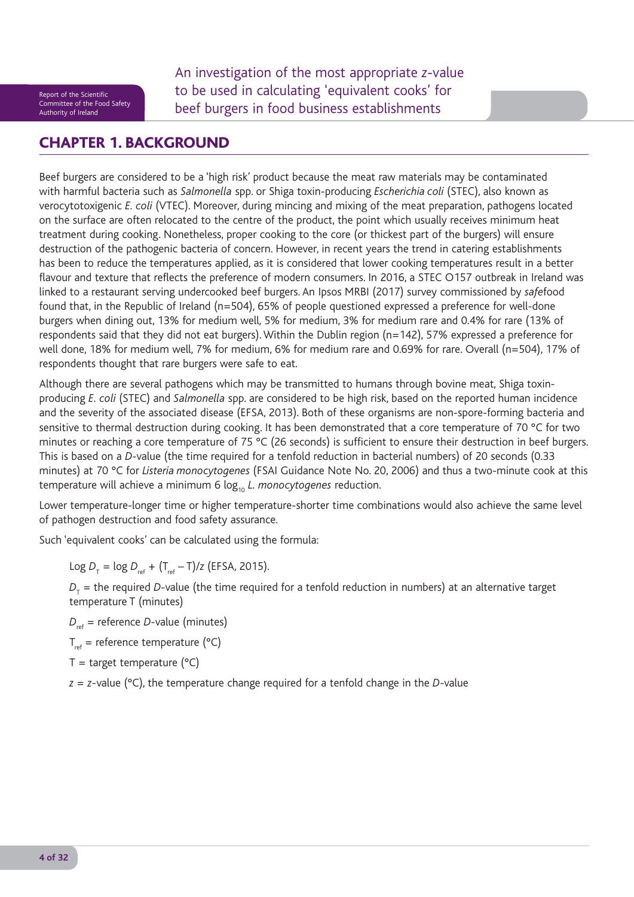# CHAPTER 1. BACKGROUND

Beef burgers are considered to be a 'high risk' product because the meat raw materials may be contaminated with harmful bacteria such as *Salmonella* spp. or Shiga toxin-producing *Escherichia coli* (STEC), also known as verocytotoxigenic *E. coli* (VTEC). Moreover, during mincing and mixing of the meat preparation, pathogens located on the surface are often relocated to the centre of the product, the point which usually receives minimum heat treatment during cooking. Nonetheless, proper cooking to the core (or thickest part of the burgers) will ensure destruction of the pathogenic bacteria of concern. However, in recent years the trend in catering establishments has been to reduce the temperatures applied, as it is considered that lower cooking temperatures result in a better flavour and texture that reflects the preference of modern consumers. In 2016, a STEC O157 outbreak in Ireland was linked to a restaurant serving undercooked beef burgers. An Ipsos MRBI (2017) survey commissioned by *safe*food found that, in the Republic of Ireland (n=504), 65% of people questioned expressed a preference for well-done burgers when dining out, 13% for medium well, 5% for medium, 3% for medium rare and 0.4% for rare (13% of respondents said that they did not eat burgers). Within the Dublin region (n=142), 57% expressed a preference for well done, 18% for medium well, 7% for medium, 6% for medium rare and 0.69% for rare. Overall (n=504), 17% of respondents thought that rare burgers were safe to eat.

Although there are several pathogens which may be transmitted to humans through bovine meat, Shiga toxin-producing *E. coli* (STEC) and *Salmonella* spp. are considered to be high risk, based on the reported human incidence and the severity of the associated disease (EFSA, 2013). Both of these organisms are non-spore-forming bacteria and sensitive to thermal destruction during cooking. It has been demonstrated that a core temperature of 70 °C for two minutes or reaching a core temperature of 75 °C (26 seconds) is sufficient to ensure their destruction in beef burgers. This is based on a *D*-value (the time required for a tenfold reduction in bacterial numbers) of 20 seconds (0.33 minutes) at 70 °C for *Listeria monocytogenes* (FSAI Guidance Note No. 20, 2006) and thus a two-minute cook at this temperature will achieve a minimum 6 $\log_{10}$ *L. monocytogenes* reduction.

Lower temperature-longer time or higher temperature-shorter time combinations would also achieve the same level of pathogen destruction and food safety assurance.

Such 'equivalent cooks' can be calculated using the formula:

$\log D_T = \log D_{ref} + (T_{ref} - T)/z$ (EFSA, 2015).

$D_T$ = the required *D*-value (the time required for a tenfold reduction in numbers) at an alternative target temperature T (minutes)

$D_{ref}$ = reference *D*-value (minutes)

$T_{ref}$ = reference temperature (°C)

T = target temperature (°C)

$z$ = $z$-value (°C), the temperature change required for a tenfold change in the *D*-value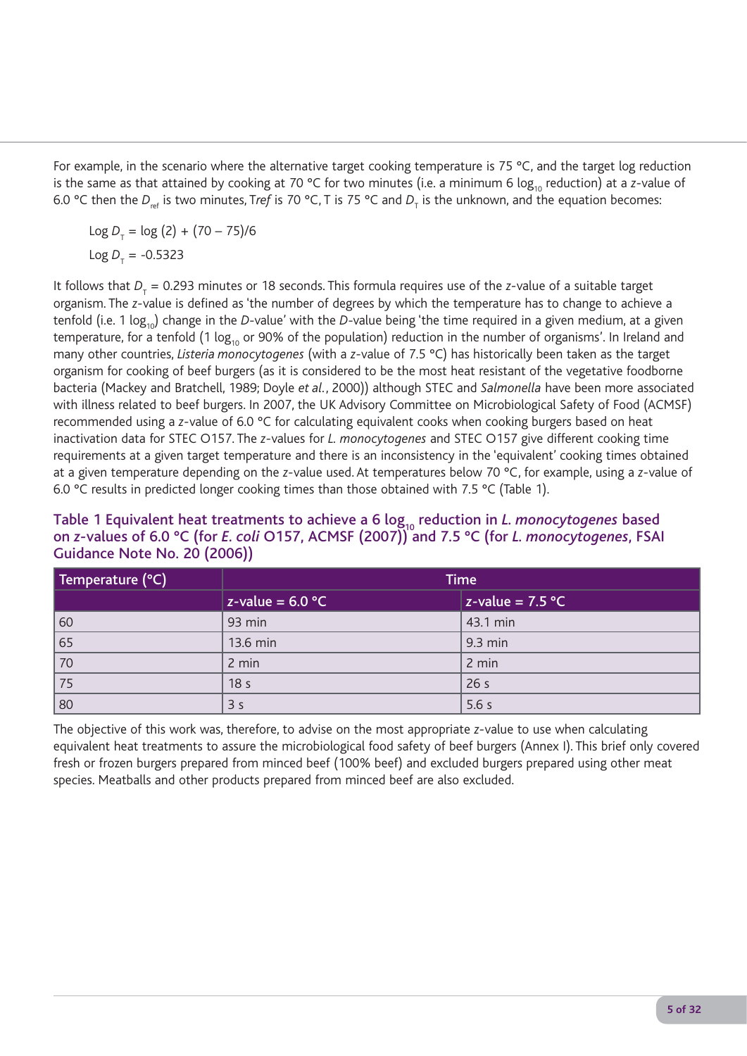For example, in the scenario where the alternative target cooking temperature is 75 °C, and the target log reduction is the same as that attained by cooking at 70 °C for two minutes (i.e. a minimum 6 $\log_{10}$ reduction) at a *z*-value of 6.0 °C then the $D_{ref}$ is two minutes, T*ref* is 70 °C, T is 75 °C and $D_T$ is the unknown, and the equation becomes:

$$\text{Log } D_T = \log(2) + (70 - 75)/6$$

$$\text{Log } D_T = -0.5323$$

It follows that $D_T$ = 0.293 minutes or 18 seconds. This formula requires use of the *z*-value of a suitable target organism. The *z*-value is defined as 'the number of degrees by which the temperature has to change to achieve a tenfold (i.e. 1 $\log_{10}$) change in the *D*-value' with the *D*-value being 'the time required in a given medium, at a given temperature, for a tenfold (1 $\log_{10}$ or 90% of the population) reduction in the number of organisms'. In Ireland and many other countries, *Listeria monocytogenes* (with a *z*-value of 7.5 °C) has historically been taken as the target organism for cooking of beef burgers (as it is considered to be the most heat resistant of the vegetative foodborne bacteria (Mackey and Bratchell, 1989; Doyle *et al.*, 2000)) although STEC and *Salmonella* have been more associated with illness related to beef burgers. In 2007, the UK Advisory Committee on Microbiological Safety of Food (ACMSF) recommended using a *z*-value of 6.0 °C for calculating equivalent cooks when cooking burgers based on heat inactivation data for STEC O157. The *z*-values for *L. monocytogenes* and STEC O157 give different cooking time requirements at a given target temperature and there is an inconsistency in the 'equivalent' cooking times obtained at a given temperature depending on the *z*-value used. At temperatures below 70 °C, for example, using a *z*-value of 6.0 °C results in predicted longer cooking times than those obtained with 7.5 °C (Table 1).

**Table 1 Equivalent heat treatments to achieve a 6 $\log_{10}$ reduction in *L. monocytogenes* based on *z*-values of 6.0 °C (for *E. coli* O157, ACMSF (2007)) and 7.5 °C (for *L. monocytogenes*, FSAI Guidance Note No. 20 (2006))**

| Temperature (°C) | Time | |
|---|---|---|
| | *z*-value = 6.0 °C | *z*-value = 7.5 °C |
| 60 | 93 min | 43.1 min |
| 65 | 13.6 min | 9.3 min |
| 70 | 2 min | 2 min |
| 75 | 18 s | 26 s |
| 80 | 3 s | 5.6 s |

The objective of this work was, therefore, to advise on the most appropriate *z*-value to use when calculating equivalent heat treatments to assure the microbiological food safety of beef burgers (Annex I). This brief only covered fresh or frozen burgers prepared from minced beef (100% beef) and excluded burgers prepared using other meat species. Meatballs and other products prepared from minced beef are also excluded.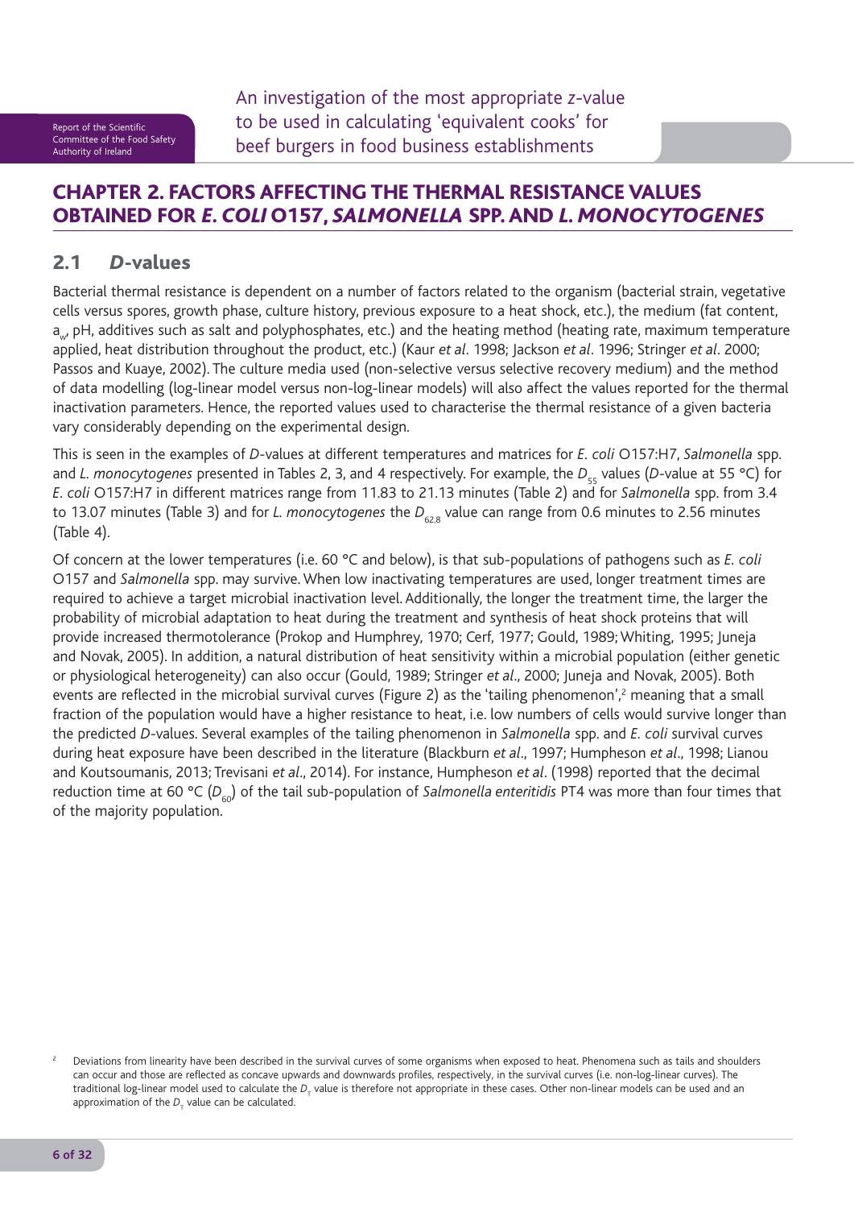## CHAPTER 2. FACTORS AFFECTING THE THERMAL RESISTANCE VALUES OBTAINED FOR *E. COLI* O157, *SALMONELLA* SPP. AND *L. MONOCYTOGENES*

### 2.1 *D*-values

Bacterial thermal resistance is dependent on a number of factors related to the organism (bacterial strain, vegetative cells versus spores, growth phase, culture history, previous exposure to a heat shock, etc.), the medium (fat content, $a_w$, pH, additives such as salt and polyphosphates, etc.) and the heating method (heating rate, maximum temperature applied, heat distribution throughout the product, etc.) (Kaur *et al*. 1998; Jackson *et al*. 1996; Stringer *et al*. 2000; Passos and Kuaye, 2002). The culture media used (non-selective versus selective recovery medium) and the method of data modelling (log-linear model versus non-log-linear models) will also affect the values reported for the thermal inactivation parameters. Hence, the reported values used to characterise the thermal resistance of a given bacteria vary considerably depending on the experimental design.

This is seen in the examples of *D*-values at different temperatures and matrices for *E. coli* O157:H7, *Salmonella* spp. and *L. monocytogenes* presented in Tables 2, 3, and 4 respectively. For example, the $D_{55}$ values (*D*-value at 55 °C) for *E. coli* O157:H7 in different matrices range from 11.83 to 21.13 minutes (Table 2) and for *Salmonella* spp. from 3.4 to 13.07 minutes (Table 3) and for *L. monocytogenes* the $D_{62.8}$ value can range from 0.6 minutes to 2.56 minutes (Table 4).

Of concern at the lower temperatures (i.e. 60 °C and below), is that sub-populations of pathogens such as *E. coli* O157 and *Salmonella* spp. may survive. When low inactivating temperatures are used, longer treatment times are required to achieve a target microbial inactivation level. Additionally, the longer the treatment time, the larger the probability of microbial adaptation to heat during the treatment and synthesis of heat shock proteins that will provide increased thermotolerance (Prokop and Humphrey, 1970; Cerf, 1977; Gould, 1989; Whiting, 1995; Juneja and Novak, 2005). In addition, a natural distribution of heat sensitivity within a microbial population (either genetic or physiological heterogeneity) can also occur (Gould, 1989; Stringer *et al*., 2000; Juneja and Novak, 2005). Both events are reflected in the microbial survival curves (Figure 2) as the 'tailing phenomenon',[2] meaning that a small fraction of the population would have a higher resistance to heat, i.e. low numbers of cells would survive longer than the predicted *D*-values. Several examples of the tailing phenomenon in *Salmonella* spp. and *E. coli* survival curves during heat exposure have been described in the literature (Blackburn *et al*., 1997; Humpheson *et al*., 1998; Lianou and Koutsoumanis, 2013; Trevisani *et al*., 2014). For instance, Humpheson *et al*. (1998) reported that the decimal reduction time at 60 °C ($D_{60}$) of the tail sub-population of *Salmonella enteritidis* PT4 was more than four times that of the majority population.

[2] Deviations from linearity have been described in the survival curves of some organisms when exposed to heat. Phenomena such as tails and shoulders can occur and those are reflected as concave upwards and downwards profiles, respectively, in the survival curves (i.e. non-log-linear curves). The traditional log-linear model used to calculate the $D_T$ value is therefore not appropriate in these cases. Other non-linear models can be used and an approximation of the $D_T$ value can be calculated.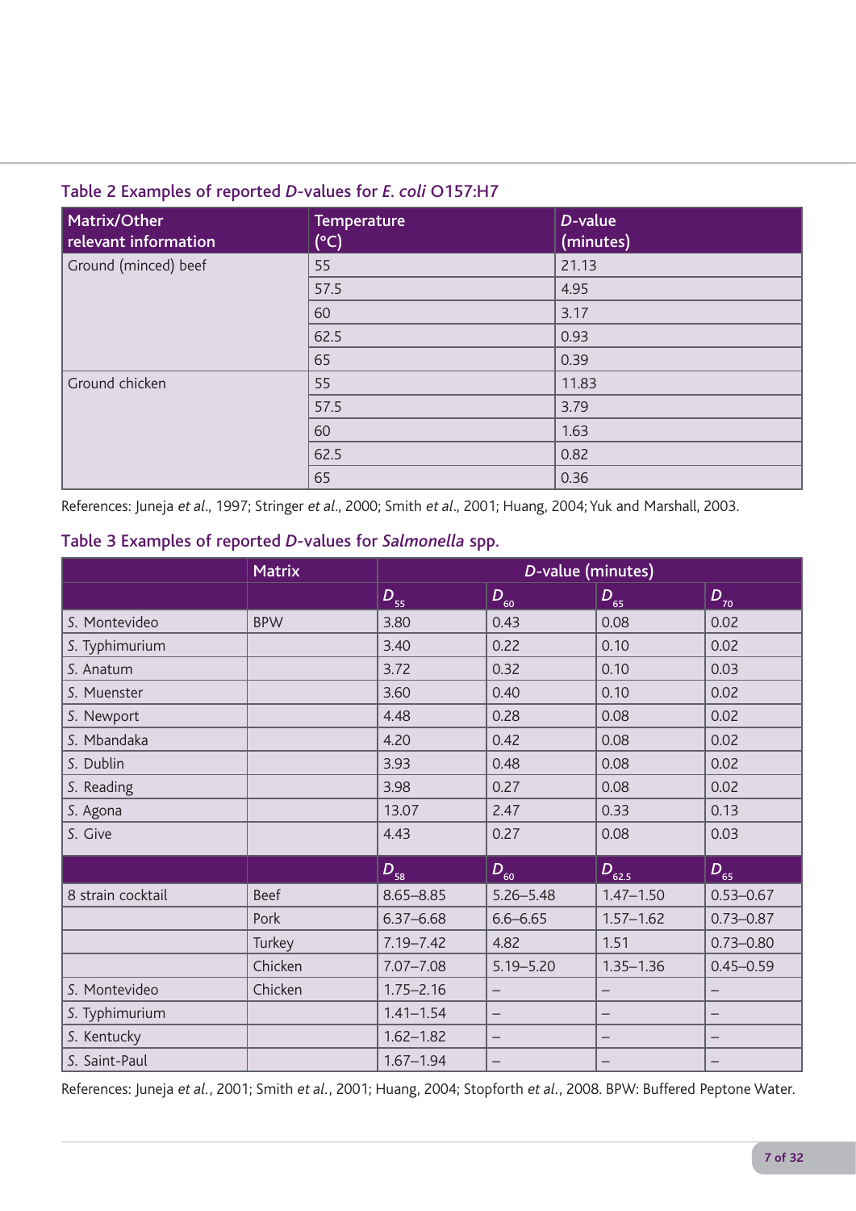Table 2 Examples of reported *D*-values for *E. coli* O157:H7

| Matrix/Other relevant information | Temperature (°C) | *D*-value (minutes) |
|---|---|---|
| Ground (minced) beef | 55 | 21.13 |
| | 57.5 | 4.95 |
| | 60 | 3.17 |
| | 62.5 | 0.93 |
| | 65 | 0.39 |
| Ground chicken | 55 | 11.83 |
| | 57.5 | 3.79 |
| | 60 | 1.63 |
| | 62.5 | 0.82 |
| | 65 | 0.36 |

References: Juneja *et al*., 1997; Stringer *et al*., 2000; Smith *et al*., 2001; Huang, 2004; Yuk and Marshall, 2003.

Table 3 Examples of reported *D*-values for *Salmonella* spp.

| | Matrix | *D*-value (minutes) | | | |
|---|---|---|---|---|---|
| | | $D_{55}$ | $D_{60}$ | $D_{65}$ | $D_{70}$ |
| *S.* Montevideo | BPW | 3.80 | 0.43 | 0.08 | 0.02 |
| *S.* Typhimurium | | 3.40 | 0.22 | 0.10 | 0.02 |
| *S.* Anatum | | 3.72 | 0.32 | 0.10 | 0.03 |
| *S.* Muenster | | 3.60 | 0.40 | 0.10 | 0.02 |
| *S.* Newport | | 4.48 | 0.28 | 0.08 | 0.02 |
| *S.* Mbandaka | | 4.20 | 0.42 | 0.08 | 0.02 |
| *S.* Dublin | | 3.93 | 0.48 | 0.08 | 0.02 |
| *S.* Reading | | 3.98 | 0.27 | 0.08 | 0.02 |
| *S.* Agona | | 13.07 | 2.47 | 0.33 | 0.13 |
| *S.* Give | | 4.43 | 0.27 | 0.08 | 0.03 |
| | | $D_{58}$ | $D_{60}$ | $D_{62.5}$ | $D_{65}$ |
| 8 strain cocktail | Beef | 8.65–8.85 | 5.26–5.48 | 1.47–1.50 | 0.53–0.67 |
| | Pork | 6.37–6.68 | 6.6–6.65 | 1.57–1.62 | 0.73–0.87 |
| | Turkey | 7.19–7.42 | 4.82 | 1.51 | 0.73–0.80 |
| | Chicken | 7.07–7.08 | 5.19–5.20 | 1.35–1.36 | 0.45–0.59 |
| *S.* Montevideo | Chicken | 1.75–2.16 | – | – | – |
| *S.* Typhimurium | | 1.41–1.54 | – | – | – |
| *S.* Kentucky | | 1.62–1.82 | – | – | – |
| *S.* Saint-Paul | | 1.67–1.94 | – | – | – |

References: Juneja *et al.*, 2001; Smith *et al.*, 2001; Huang, 2004; Stopforth *et al.*, 2008. BPW: Buffered Peptone Water.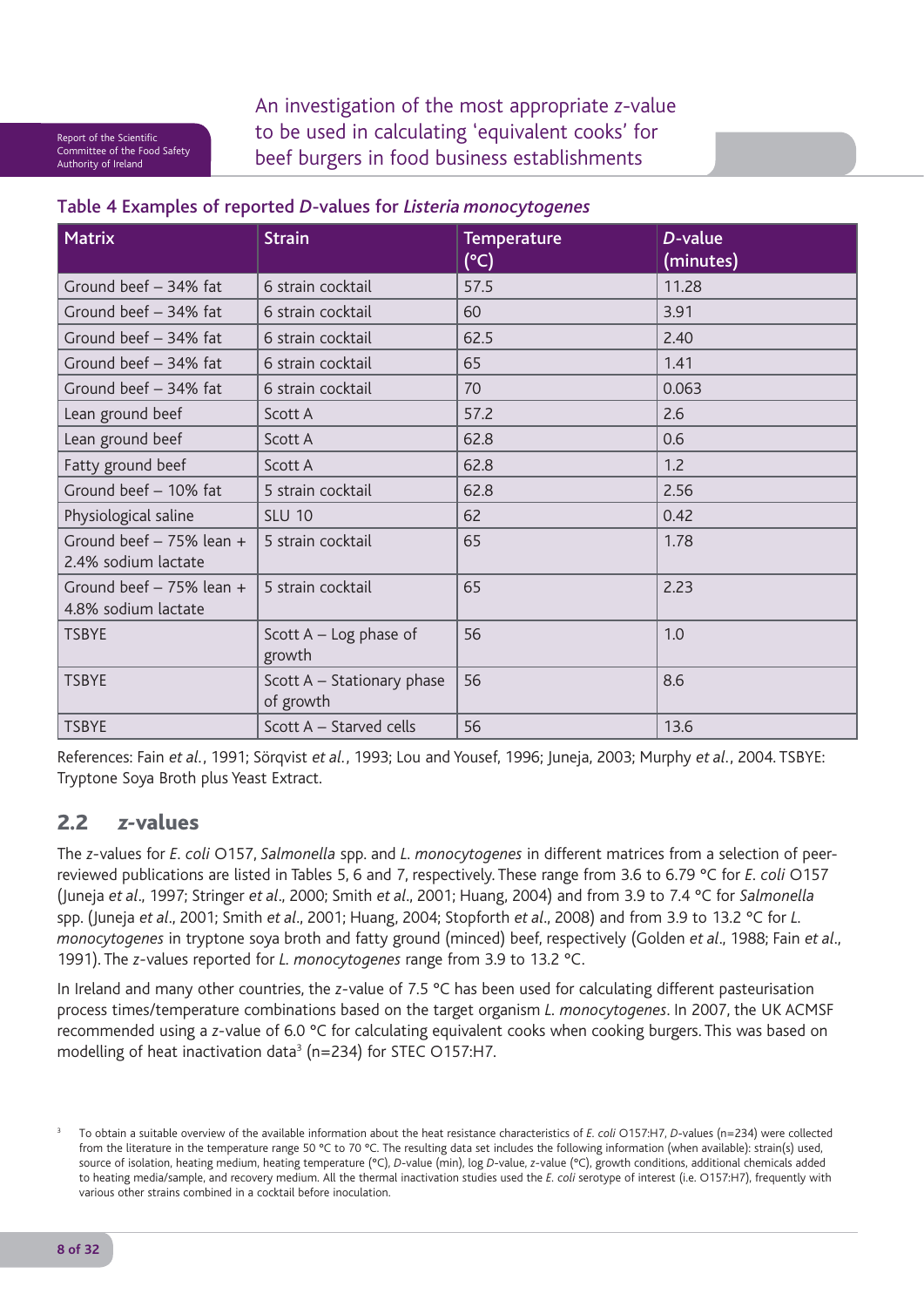**Table 4 Examples of reported *D*-values for *Listeria monocytogenes***

| Matrix | Strain | Temperature (°C) | *D*-value (minutes) |
|---|---|---|---|
| Ground beef – 34% fat | 6 strain cocktail | 57.5 | 11.28 |
| Ground beef – 34% fat | 6 strain cocktail | 60 | 3.91 |
| Ground beef – 34% fat | 6 strain cocktail | 62.5 | 2.40 |
| Ground beef – 34% fat | 6 strain cocktail | 65 | 1.41 |
| Ground beef – 34% fat | 6 strain cocktail | 70 | 0.063 |
| Lean ground beef | Scott A | 57.2 | 2.6 |
| Lean ground beef | Scott A | 62.8 | 0.6 |
| Fatty ground beef | Scott A | 62.8 | 1.2 |
| Ground beef – 10% fat | 5 strain cocktail | 62.8 | 2.56 |
| Physiological saline | SLU 10 | 62 | 0.42 |
| Ground beef – 75% lean + 2.4% sodium lactate | 5 strain cocktail | 65 | 1.78 |
| Ground beef – 75% lean + 4.8% sodium lactate | 5 strain cocktail | 65 | 2.23 |
| TSBYE | Scott A – Log phase of growth | 56 | 1.0 |
| TSBYE | Scott A – Stationary phase of growth | 56 | 8.6 |
| TSBYE | Scott A – Starved cells | 56 | 13.6 |

References: Fain *et al.*, 1991; Sörqvist *et al.*, 1993; Lou and Yousef, 1996; Juneja, 2003; Murphy *et al.*, 2004. TSBYE: Tryptone Soya Broth plus Yeast Extract.

## 2.2 *z*-values

The *z*-values for *E. coli* O157, *Salmonella* spp. and *L. monocytogenes* in different matrices from a selection of peer-reviewed publications are listed in Tables 5, 6 and 7, respectively. These range from 3.6 to 6.79 °C for *E. coli* O157 (Juneja *et al*., 1997; Stringer *et al*., 2000; Smith *et al*., 2001; Huang, 2004) and from 3.9 to 7.4 °C for *Salmonella* spp. (Juneja *et al*., 2001; Smith *et al*., 2001; Huang, 2004; Stopforth *et al*., 2008) and from 3.9 to 13.2 °C for *L. monocytogenes* in tryptone soya broth and fatty ground (minced) beef, respectively (Golden *et al*., 1988; Fain *et al*., 1991). The *z*-values reported for *L. monocytogenes* range from 3.9 to 13.2 °C.

In Ireland and many other countries, the *z*-value of 7.5 °C has been used for calculating different pasteurisation process times/temperature combinations based on the target organism *L. monocytogenes*. In 2007, the UK ACMSF recommended using a *z*-value of 6.0 °C for calculating equivalent cooks when cooking burgers. This was based on modelling of heat inactivation data[3] (n=234) for STEC O157:H7.

[3] To obtain a suitable overview of the available information about the heat resistance characteristics of *E. coli* O157:H7, *D*-values (n=234) were collected from the literature in the temperature range 50 °C to 70 °C. The resulting data set includes the following information (when available): strain(s) used, source of isolation, heating medium, heating temperature (°C), *D*-value (min), log *D*-value, *z*-value (°C), growth conditions, additional chemicals added to heating media/sample, and recovery medium. All the thermal inactivation studies used the *E. coli* serotype of interest (i.e. O157:H7), frequently with various other strains combined in a cocktail before inoculation.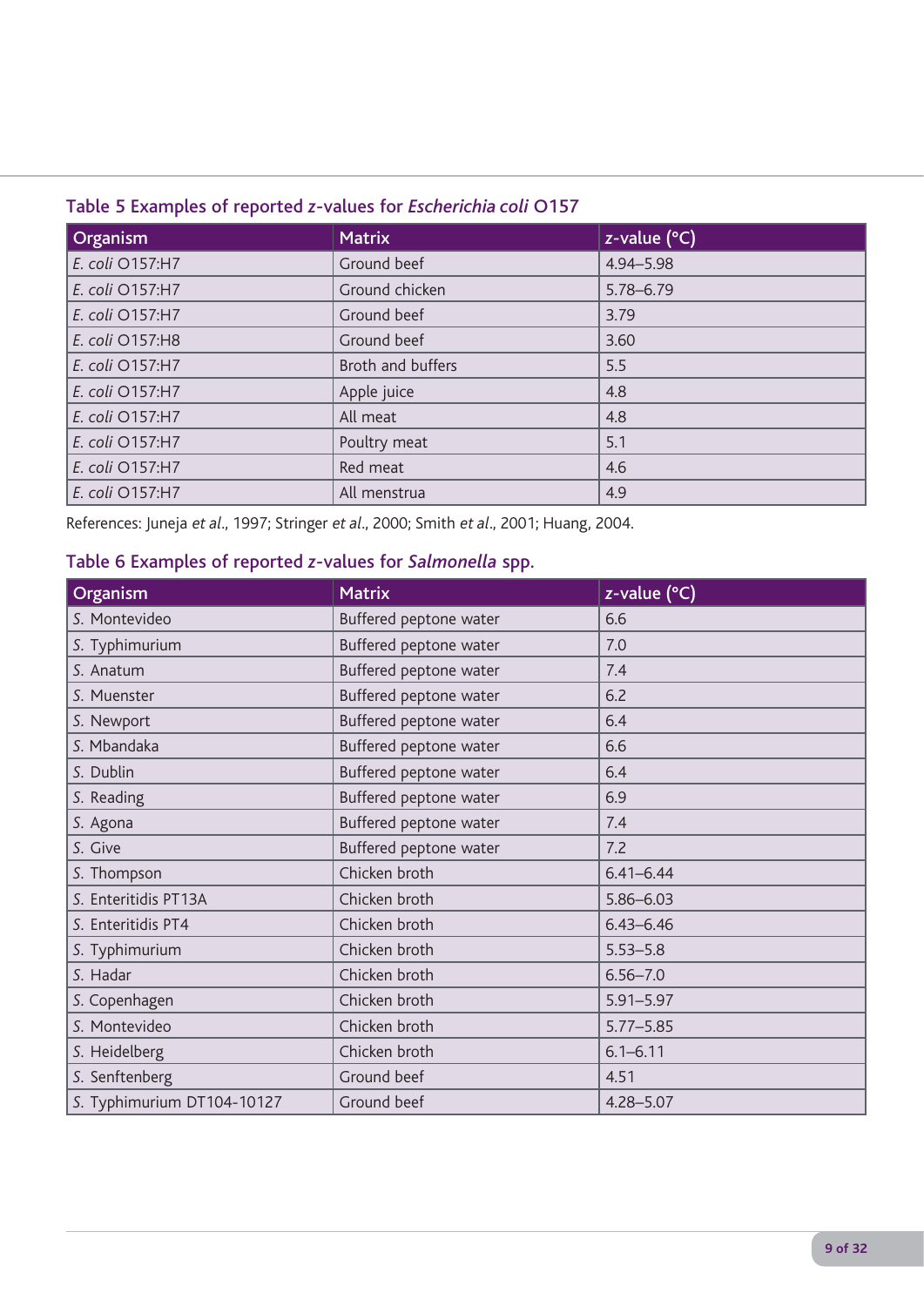### Table 5 Examples of reported *z*-values for *Escherichia coli* O157

| Organism | Matrix | *z*-value (°C) |
|---|---|---|
| *E. coli* O157:H7 | Ground beef | 4.94–5.98 |
| *E. coli* O157:H7 | Ground chicken | 5.78–6.79 |
| *E. coli* O157:H7 | Ground beef | 3.79 |
| *E. coli* O157:H8 | Ground beef | 3.60 |
| *E. coli* O157:H7 | Broth and buffers | 5.5 |
| *E. coli* O157:H7 | Apple juice | 4.8 |
| *E. coli* O157:H7 | All meat | 4.8 |
| *E. coli* O157:H7 | Poultry meat | 5.1 |
| *E. coli* O157:H7 | Red meat | 4.6 |
| *E. coli* O157:H7 | All menstrua | 4.9 |

References: Juneja *et al*., 1997; Stringer *et al*., 2000; Smith *et al*., 2001; Huang, 2004.

### Table 6 Examples of reported *z*-values for *Salmonella* spp.

| Organism | Matrix | *z*-value (°C) |
|---|---|---|
| *S.* Montevideo | Buffered peptone water | 6.6 |
| *S.* Typhimurium | Buffered peptone water | 7.0 |
| *S.* Anatum | Buffered peptone water | 7.4 |
| *S.* Muenster | Buffered peptone water | 6.2 |
| *S.* Newport | Buffered peptone water | 6.4 |
| *S.* Mbandaka | Buffered peptone water | 6.6 |
| *S.* Dublin | Buffered peptone water | 6.4 |
| *S.* Reading | Buffered peptone water | 6.9 |
| *S.* Agona | Buffered peptone water | 7.4 |
| *S.* Give | Buffered peptone water | 7.2 |
| *S.* Thompson | Chicken broth | 6.41–6.44 |
| *S.* Enteritidis PT13A | Chicken broth | 5.86–6.03 |
| *S.* Enteritidis PT4 | Chicken broth | 6.43–6.46 |
| *S.* Typhimurium | Chicken broth | 5.53–5.8 |
| *S.* Hadar | Chicken broth | 6.56–7.0 |
| *S.* Copenhagen | Chicken broth | 5.91–5.97 |
| *S.* Montevideo | Chicken broth | 5.77–5.85 |
| *S.* Heidelberg | Chicken broth | 6.1–6.11 |
| *S.* Senftenberg | Ground beef | 4.51 |
| *S.* Typhimurium DT104-10127 | Ground beef | 4.28–5.07 |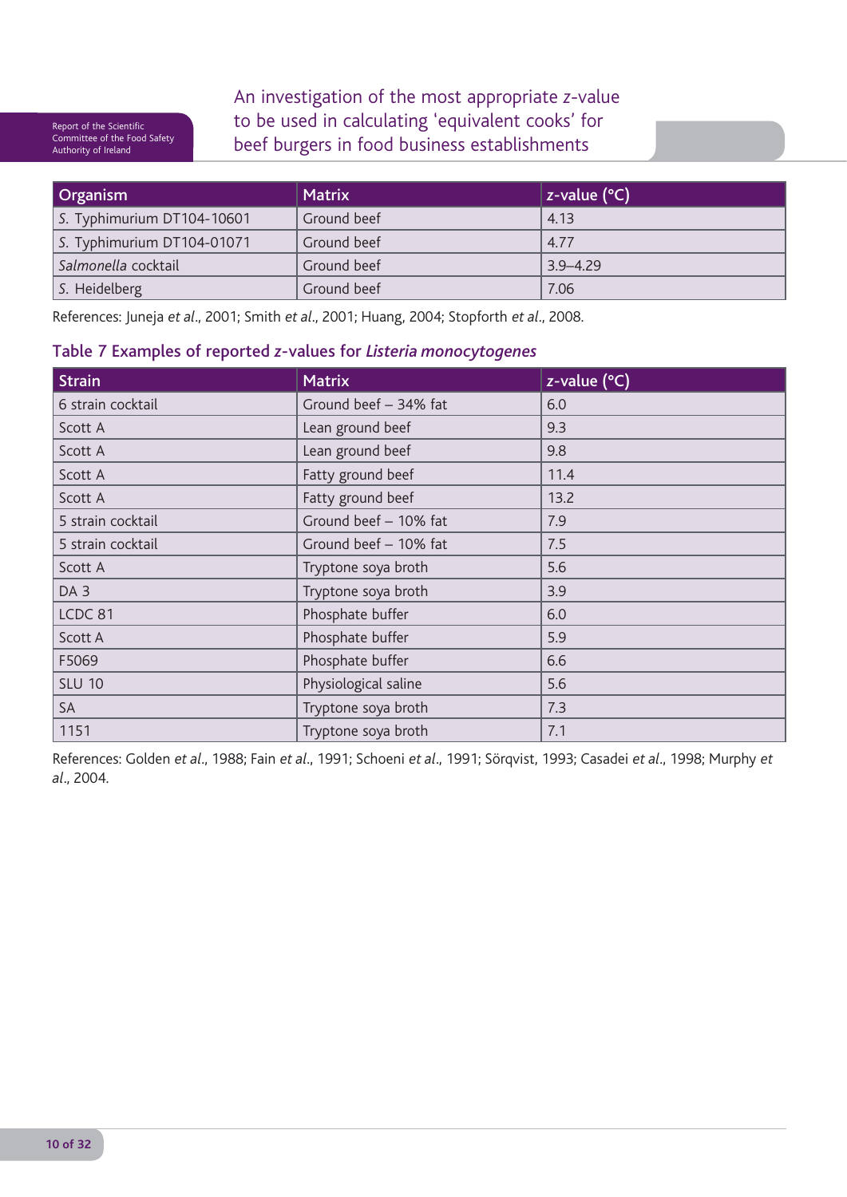| Organism | Matrix | z-value (°C) |
|---|---|---|
| *S.* Typhimurium DT104-10601 | Ground beef | 4.13 |
| *S.* Typhimurium DT104-01071 | Ground beef | 4.77 |
| *Salmonella* cocktail | Ground beef | 3.9–4.29 |
| *S.* Heidelberg | Ground beef | 7.06 |

References: Juneja *et al*., 2001; Smith *et al*., 2001; Huang, 2004; Stopforth *et al*., 2008.

### Table 7 Examples of reported *z*-values for *Listeria monocytogenes*

| Strain | Matrix | z-value (°C) |
|---|---|---|
| 6 strain cocktail | Ground beef – 34% fat | 6.0 |
| Scott A | Lean ground beef | 9.3 |
| Scott A | Lean ground beef | 9.8 |
| Scott A | Fatty ground beef | 11.4 |
| Scott A | Fatty ground beef | 13.2 |
| 5 strain cocktail | Ground beef – 10% fat | 7.9 |
| 5 strain cocktail | Ground beef – 10% fat | 7.5 |
| Scott A | Tryptone soya broth | 5.6 |
| DA 3 | Tryptone soya broth | 3.9 |
| LCDC 81 | Phosphate buffer | 6.0 |
| Scott A | Phosphate buffer | 5.9 |
| F5069 | Phosphate buffer | 6.6 |
| SLU 10 | Physiological saline | 5.6 |
| SA | Tryptone soya broth | 7.3 |
| 1151 | Tryptone soya broth | 7.1 |

References: Golden *et al*., 1988; Fain *et al*., 1991; Schoeni *et al*., 1991; Sörqvist, 1993; Casadei *et al*., 1998; Murphy *et al*., 2004.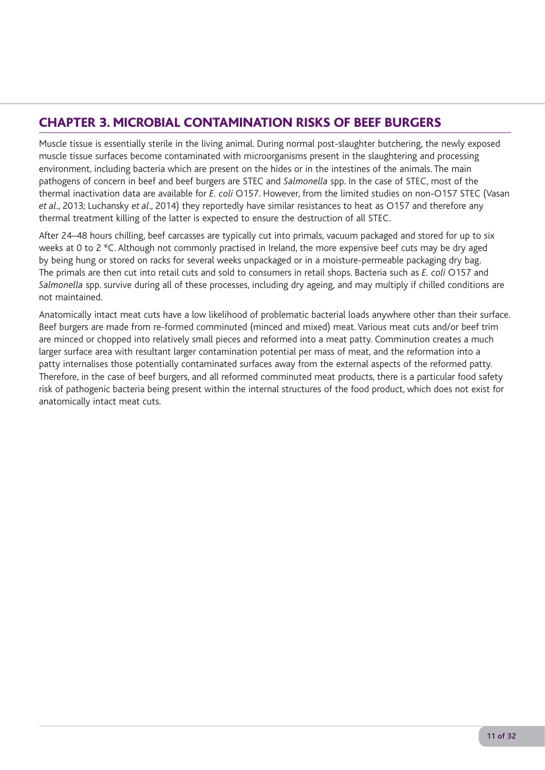## CHAPTER 3. MICROBIAL CONTAMINATION RISKS OF BEEF BURGERS

Muscle tissue is essentially sterile in the living animal. During normal post-slaughter butchering, the newly exposed muscle tissue surfaces become contaminated with microorganisms present in the slaughtering and processing environment, including bacteria which are present on the hides or in the intestines of the animals. The main pathogens of concern in beef and beef burgers are STEC and *Salmonella* spp. In the case of STEC, most of the thermal inactivation data are available for *E. coli* O157. However, from the limited studies on non-O157 STEC (Vasan *et al*., 2013; Luchansky *et al*., 2014) they reportedly have similar resistances to heat as O157 and therefore any thermal treatment killing of the latter is expected to ensure the destruction of all STEC.

After 24–48 hours chilling, beef carcasses are typically cut into primals, vacuum packaged and stored for up to six weeks at 0 to 2 °C. Although not commonly practised in Ireland, the more expensive beef cuts may be dry aged by being hung or stored on racks for several weeks unpackaged or in a moisture-permeable packaging dry bag. The primals are then cut into retail cuts and sold to consumers in retail shops. Bacteria such as *E. coli* O157 and *Salmonella* spp. survive during all of these processes, including dry ageing, and may multiply if chilled conditions are not maintained.

Anatomically intact meat cuts have a low likelihood of problematic bacterial loads anywhere other than their surface. Beef burgers are made from re-formed comminuted (minced and mixed) meat. Various meat cuts and/or beef trim are minced or chopped into relatively small pieces and reformed into a meat patty. Comminution creates a much larger surface area with resultant larger contamination potential per mass of meat, and the reformation into a patty internalises those potentially contaminated surfaces away from the external aspects of the reformed patty. Therefore, in the case of beef burgers, and all reformed comminuted meat products, there is a particular food safety risk of pathogenic bacteria being present within the internal structures of the food product, which does not exist for anatomically intact meat cuts.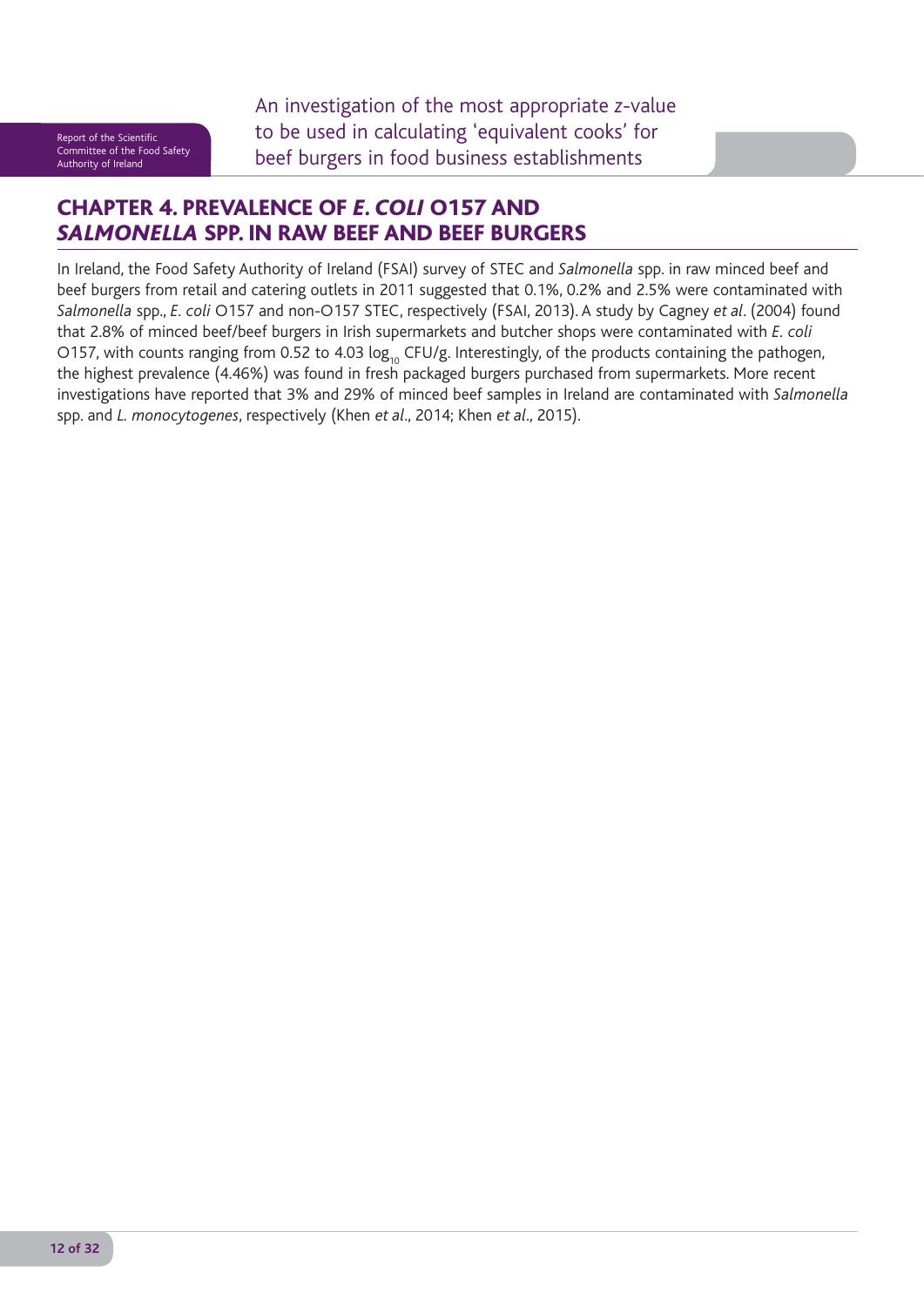## CHAPTER 4. PREVALENCE OF *E. COLI* O157 AND *SALMONELLA* SPP. IN RAW BEEF AND BEEF BURGERS

In Ireland, the Food Safety Authority of Ireland (FSAI) survey of STEC and *Salmonella* spp. in raw minced beef and beef burgers from retail and catering outlets in 2011 suggested that 0.1%, 0.2% and 2.5% were contaminated with *Salmonella* spp., *E. coli* O157 and non-O157 STEC, respectively (FSAI, 2013). A study by Cagney *et al*. (2004) found that 2.8% of minced beef/beef burgers in Irish supermarkets and butcher shops were contaminated with *E. coli* O157, with counts ranging from 0.52 to 4.03 $\log_{10}$ CFU/g. Interestingly, of the products containing the pathogen, the highest prevalence (4.46%) was found in fresh packaged burgers purchased from supermarkets. More recent investigations have reported that 3% and 29% of minced beef samples in Ireland are contaminated with *Salmonella* spp. and *L. monocytogenes*, respectively (Khen *et al*., 2014; Khen *et al*., 2015).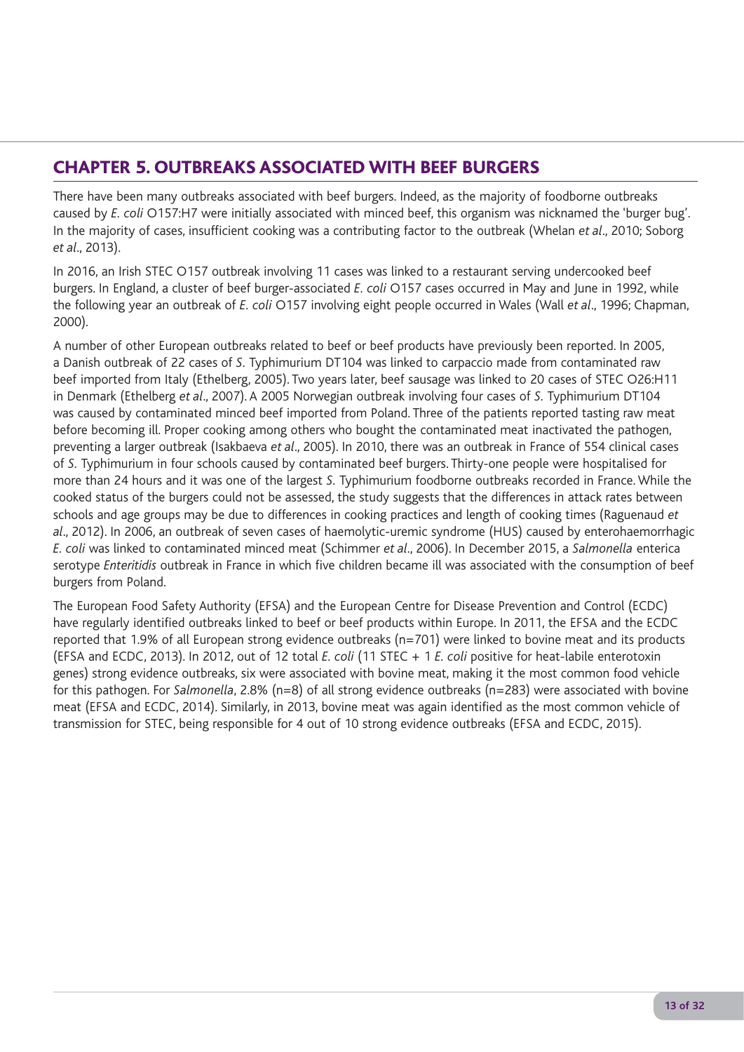## CHAPTER 5. OUTBREAKS ASSOCIATED WITH BEEF BURGERS

There have been many outbreaks associated with beef burgers. Indeed, as the majority of foodborne outbreaks caused by *E. coli* O157:H7 were initially associated with minced beef, this organism was nicknamed the 'burger bug'. In the majority of cases, insufficient cooking was a contributing factor to the outbreak (Whelan *et al*., 2010; Soborg *et al*., 2013).

In 2016, an Irish STEC O157 outbreak involving 11 cases was linked to a restaurant serving undercooked beef burgers. In England, a cluster of beef burger-associated *E. coli* O157 cases occurred in May and June in 1992, while the following year an outbreak of *E. coli* O157 involving eight people occurred in Wales (Wall *et al*., 1996; Chapman, 2000).

A number of other European outbreaks related to beef or beef products have previously been reported. In 2005, a Danish outbreak of 22 cases of *S*. Typhimurium DT104 was linked to carpaccio made from contaminated raw beef imported from Italy (Ethelberg, 2005). Two years later, beef sausage was linked to 20 cases of STEC O26:H11 in Denmark (Ethelberg *et al*., 2007). A 2005 Norwegian outbreak involving four cases of *S*. Typhimurium DT104 was caused by contaminated minced beef imported from Poland. Three of the patients reported tasting raw meat before becoming ill. Proper cooking among others who bought the contaminated meat inactivated the pathogen, preventing a larger outbreak (Isakbaeva *et al*., 2005). In 2010, there was an outbreak in France of 554 clinical cases of *S*. Typhimurium in four schools caused by contaminated beef burgers. Thirty-one people were hospitalised for more than 24 hours and it was one of the largest *S*. Typhimurium foodborne outbreaks recorded in France. While the cooked status of the burgers could not be assessed, the study suggests that the differences in attack rates between schools and age groups may be due to differences in cooking practices and length of cooking times (Raguenaud *et al*., 2012). In 2006, an outbreak of seven cases of haemolytic-uremic syndrome (HUS) caused by enterohaemorrhagic *E. coli* was linked to contaminated minced meat (Schimmer *et al*., 2006). In December 2015, a *Salmonella* enterica serotype *Enteritidis* outbreak in France in which five children became ill was associated with the consumption of beef burgers from Poland.

The European Food Safety Authority (EFSA) and the European Centre for Disease Prevention and Control (ECDC) have regularly identified outbreaks linked to beef or beef products within Europe. In 2011, the EFSA and the ECDC reported that 1.9% of all European strong evidence outbreaks (n=701) were linked to bovine meat and its products (EFSA and ECDC, 2013). In 2012, out of 12 total *E. coli* (11 STEC + 1 *E. coli* positive for heat-labile enterotoxin genes) strong evidence outbreaks, six were associated with bovine meat, making it the most common food vehicle for this pathogen. For *Salmonella*, 2.8% (n=8) of all strong evidence outbreaks (n=283) were associated with bovine meat (EFSA and ECDC, 2014). Similarly, in 2013, bovine meat was again identified as the most common vehicle of transmission for STEC, being responsible for 4 out of 10 strong evidence outbreaks (EFSA and ECDC, 2015).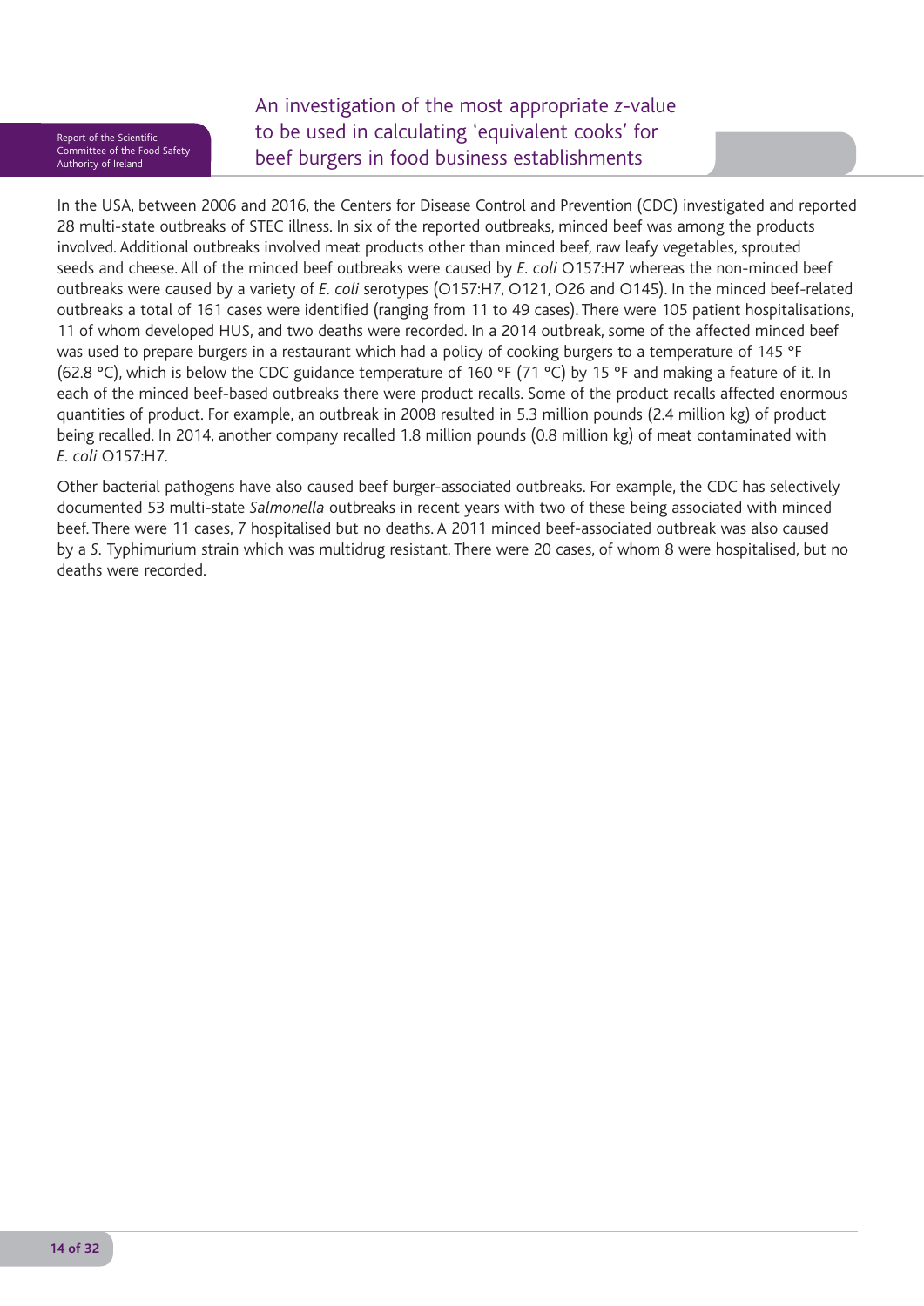In the USA, between 2006 and 2016, the Centers for Disease Control and Prevention (CDC) investigated and reported 28 multi-state outbreaks of STEC illness. In six of the reported outbreaks, minced beef was among the products involved. Additional outbreaks involved meat products other than minced beef, raw leafy vegetables, sprouted seeds and cheese. All of the minced beef outbreaks were caused by *E. coli* O157:H7 whereas the non-minced beef outbreaks were caused by a variety of *E. coli* serotypes (O157:H7, O121, O26 and O145). In the minced beef-related outbreaks a total of 161 cases were identified (ranging from 11 to 49 cases). There were 105 patient hospitalisations, 11 of whom developed HUS, and two deaths were recorded. In a 2014 outbreak, some of the affected minced beef was used to prepare burgers in a restaurant which had a policy of cooking burgers to a temperature of 145 °F (62.8 °C), which is below the CDC guidance temperature of 160 °F (71 °C) by 15 °F and making a feature of it. In each of the minced beef-based outbreaks there were product recalls. Some of the product recalls affected enormous quantities of product. For example, an outbreak in 2008 resulted in 5.3 million pounds (2.4 million kg) of product being recalled. In 2014, another company recalled 1.8 million pounds (0.8 million kg) of meat contaminated with *E. coli* O157:H7.

Other bacterial pathogens have also caused beef burger-associated outbreaks. For example, the CDC has selectively documented 53 multi-state *Salmonella* outbreaks in recent years with two of these being associated with minced beef. There were 11 cases, 7 hospitalised but no deaths. A 2011 minced beef-associated outbreak was also caused by a *S.* Typhimurium strain which was multidrug resistant. There were 20 cases, of whom 8 were hospitalised, but no deaths were recorded.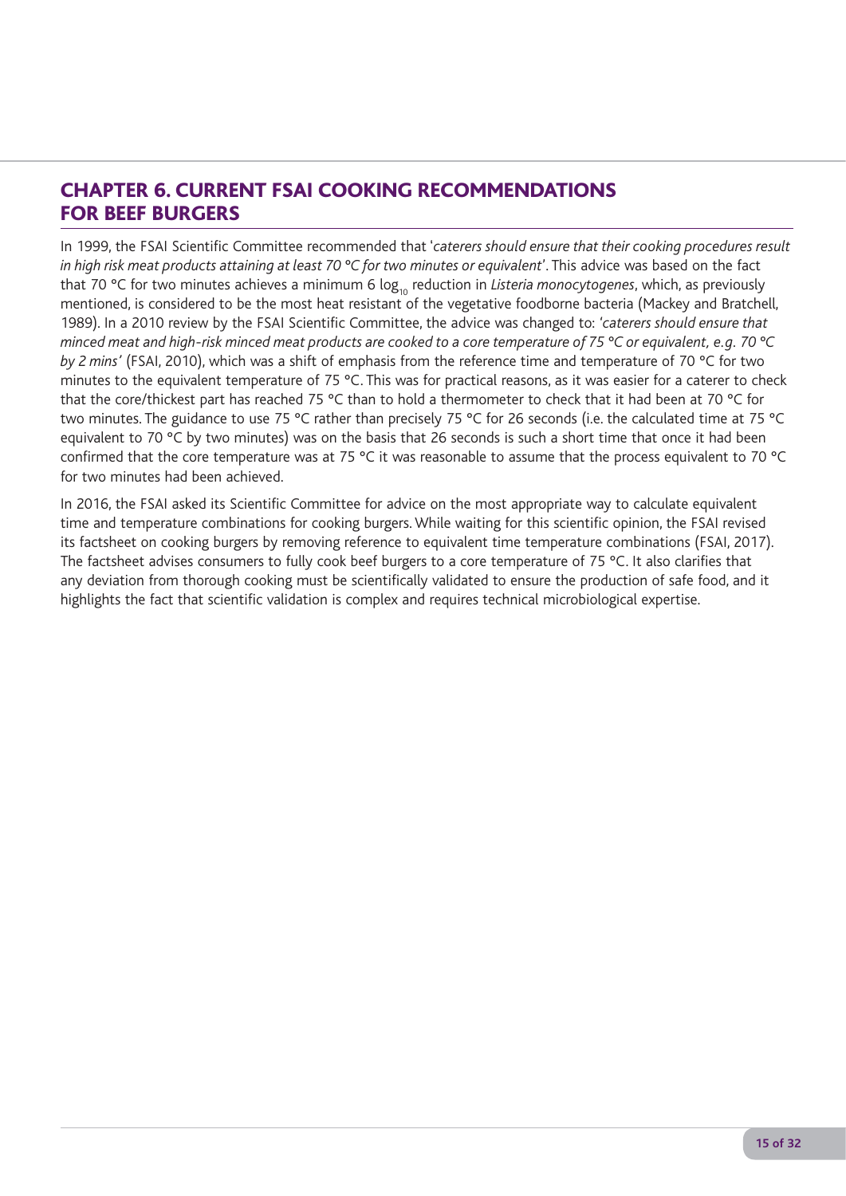## CHAPTER 6. CURRENT FSAI COOKING RECOMMENDATIONS FOR BEEF BURGERS

In 1999, the FSAI Scientific Committee recommended that '*caterers should ensure that their cooking procedures result in high risk meat products attaining at least 70 °C for two minutes or equivalent*'. This advice was based on the fact that 70 °C for two minutes achieves a minimum 6 $\log_{10}$ reduction in *Listeria monocytogenes*, which, as previously mentioned, is considered to be the most heat resistant of the vegetative foodborne bacteria (Mackey and Bratchell, 1989). In a 2010 review by the FSAI Scientific Committee, the advice was changed to: '*caterers should ensure that minced meat and high-risk minced meat products are cooked to a core temperature of 75 °C or equivalent, e.g. 70 °C by 2 mins*' (FSAI, 2010), which was a shift of emphasis from the reference time and temperature of 70 °C for two minutes to the equivalent temperature of 75 °C. This was for practical reasons, as it was easier for a caterer to check that the core/thickest part has reached 75 °C than to hold a thermometer to check that it had been at 70 °C for two minutes. The guidance to use 75 °C rather than precisely 75 °C for 26 seconds (i.e. the calculated time at 75 °C equivalent to 70 °C by two minutes) was on the basis that 26 seconds is such a short time that once it had been confirmed that the core temperature was at 75 °C it was reasonable to assume that the process equivalent to 70 °C for two minutes had been achieved.

In 2016, the FSAI asked its Scientific Committee for advice on the most appropriate way to calculate equivalent time and temperature combinations for cooking burgers. While waiting for this scientific opinion, the FSAI revised its factsheet on cooking burgers by removing reference to equivalent time temperature combinations (FSAI, 2017). The factsheet advises consumers to fully cook beef burgers to a core temperature of 75 °C. It also clarifies that any deviation from thorough cooking must be scientifically validated to ensure the production of safe food, and it highlights the fact that scientific validation is complex and requires technical microbiological expertise.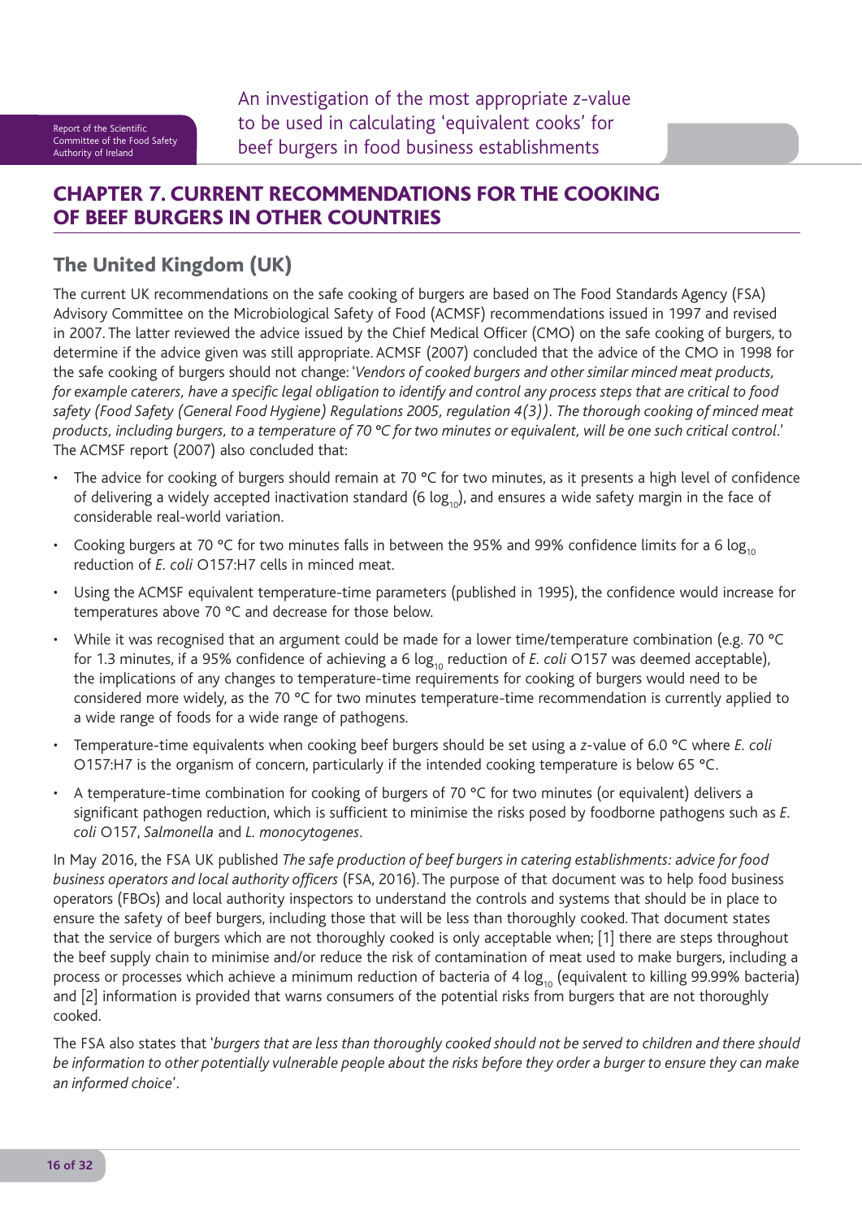# CHAPTER 7. CURRENT RECOMMENDATIONS FOR THE COOKING OF BEEF BURGERS IN OTHER COUNTRIES

## The United Kingdom (UK)

The current UK recommendations on the safe cooking of burgers are based on The Food Standards Agency (FSA) Advisory Committee on the Microbiological Safety of Food (ACMSF) recommendations issued in 1997 and revised in 2007. The latter reviewed the advice issued by the Chief Medical Officer (CMO) on the safe cooking of burgers, to determine if the advice given was still appropriate. ACMSF (2007) concluded that the advice of the CMO in 1998 for the safe cooking of burgers should not change: '*Vendors of cooked burgers and other similar minced meat products, for example caterers, have a specific legal obligation to identify and control any process steps that are critical to food safety (Food Safety (General Food Hygiene) Regulations 2005, regulation 4(3)). The thorough cooking of minced meat products, including burgers, to a temperature of 70 °C for two minutes or equivalent, will be one such critical control*.' The ACMSF report (2007) also concluded that:

- The advice for cooking of burgers should remain at 70 °C for two minutes, as it presents a high level of confidence of delivering a widely accepted inactivation standard (6 $\log_{10}$), and ensures a wide safety margin in the face of considerable real-world variation.
- Cooking burgers at 70 °C for two minutes falls in between the 95% and 99% confidence limits for a 6 $\log_{10}$ reduction of *E. coli* O157:H7 cells in minced meat.
- Using the ACMSF equivalent temperature-time parameters (published in 1995), the confidence would increase for temperatures above 70 °C and decrease for those below.
- While it was recognised that an argument could be made for a lower time/temperature combination (e.g. 70 °C for 1.3 minutes, if a 95% confidence of achieving a 6 $\log_{10}$ reduction of *E. coli* O157 was deemed acceptable), the implications of any changes to temperature-time requirements for cooking of burgers would need to be considered more widely, as the 70 °C for two minutes temperature-time recommendation is currently applied to a wide range of foods for a wide range of pathogens.
- Temperature-time equivalents when cooking beef burgers should be set using a *z*-value of 6.0 °C where *E. coli* O157:H7 is the organism of concern, particularly if the intended cooking temperature is below 65 °C.
- A temperature-time combination for cooking of burgers of 70 °C for two minutes (or equivalent) delivers a significant pathogen reduction, which is sufficient to minimise the risks posed by foodborne pathogens such as *E. coli* O157, *Salmonella* and *L. monocytogenes*.

In May 2016, the FSA UK published *The safe production of beef burgers in catering establishments: advice for food business operators and local authority officers* (FSA, 2016). The purpose of that document was to help food business operators (FBOs) and local authority inspectors to understand the controls and systems that should be in place to ensure the safety of beef burgers, including those that will be less than thoroughly cooked. That document states that the service of burgers which are not thoroughly cooked is only acceptable when; [1] there are steps throughout the beef supply chain to minimise and/or reduce the risk of contamination of meat used to make burgers, including a process or processes which achieve a minimum reduction of bacteria of 4 $\log_{10}$ (equivalent to killing 99.99% bacteria) and [2] information is provided that warns consumers of the potential risks from burgers that are not thoroughly cooked.

The FSA also states that '*burgers that are less than thoroughly cooked should not be served to children and there should be information to other potentially vulnerable people about the risks before they order a burger to ensure they can make an informed choice*'.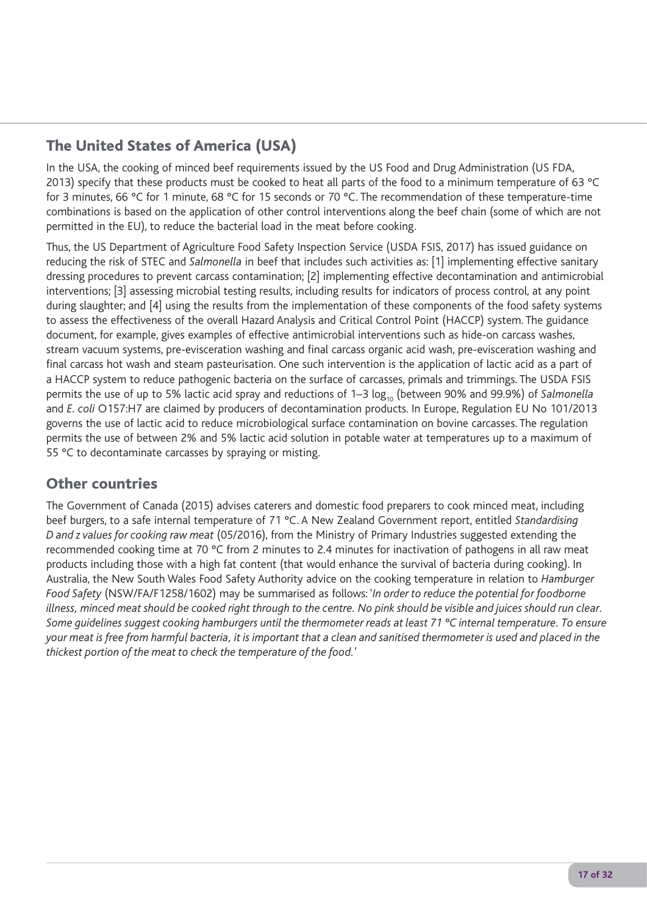## The United States of America (USA)

In the USA, the cooking of minced beef requirements issued by the US Food and Drug Administration (US FDA, 2013) specify that these products must be cooked to heat all parts of the food to a minimum temperature of 63 °C for 3 minutes, 66 °C for 1 minute, 68 °C for 15 seconds or 70 °C. The recommendation of these temperature-time combinations is based on the application of other control interventions along the beef chain (some of which are not permitted in the EU), to reduce the bacterial load in the meat before cooking.

Thus, the US Department of Agriculture Food Safety Inspection Service (USDA FSIS, 2017) has issued guidance on reducing the risk of STEC and *Salmonella* in beef that includes such activities as: [1] implementing effective sanitary dressing procedures to prevent carcass contamination; [2] implementing effective decontamination and antimicrobial interventions; [3] assessing microbial testing results, including results for indicators of process control, at any point during slaughter; and [4] using the results from the implementation of these components of the food safety systems to assess the effectiveness of the overall Hazard Analysis and Critical Control Point (HACCP) system. The guidance document, for example, gives examples of effective antimicrobial interventions such as hide-on carcass washes, stream vacuum systems, pre-evisceration washing and final carcass organic acid wash, pre-evisceration washing and final carcass hot wash and steam pasteurisation. One such intervention is the application of lactic acid as a part of a HACCP system to reduce pathogenic bacteria on the surface of carcasses, primals and trimmings. The USDA FSIS permits the use of up to 5% lactic acid spray and reductions of 1–3 $\log_{10}$ (between 90% and 99.9%) of *Salmonella* and *E. coli* O157:H7 are claimed by producers of decontamination products. In Europe, Regulation EU No 101/2013 governs the use of lactic acid to reduce microbiological surface contamination on bovine carcasses. The regulation permits the use of between 2% and 5% lactic acid solution in potable water at temperatures up to a maximum of 55 °C to decontaminate carcasses by spraying or misting.

## Other countries

The Government of Canada (2015) advises caterers and domestic food preparers to cook minced meat, including beef burgers, to a safe internal temperature of 71 °C. A New Zealand Government report, entitled *Standardising D and z values for cooking raw meat* (05/2016), from the Ministry of Primary Industries suggested extending the recommended cooking time at 70 °C from 2 minutes to 2.4 minutes for inactivation of pathogens in all raw meat products including those with a high fat content (that would enhance the survival of bacteria during cooking). In Australia, the New South Wales Food Safety Authority advice on the cooking temperature in relation to *Hamburger Food Safety* (NSW/FA/F1258/1602) may be summarised as follows: '*In order to reduce the potential for foodborne illness, minced meat should be cooked right through to the centre. No pink should be visible and juices should run clear. Some guidelines suggest cooking hamburgers until the thermometer reads at least 71 °C internal temperature. To ensure your meat is free from harmful bacteria, it is important that a clean and sanitised thermometer is used and placed in the thickest portion of the meat to check the temperature of the food.*'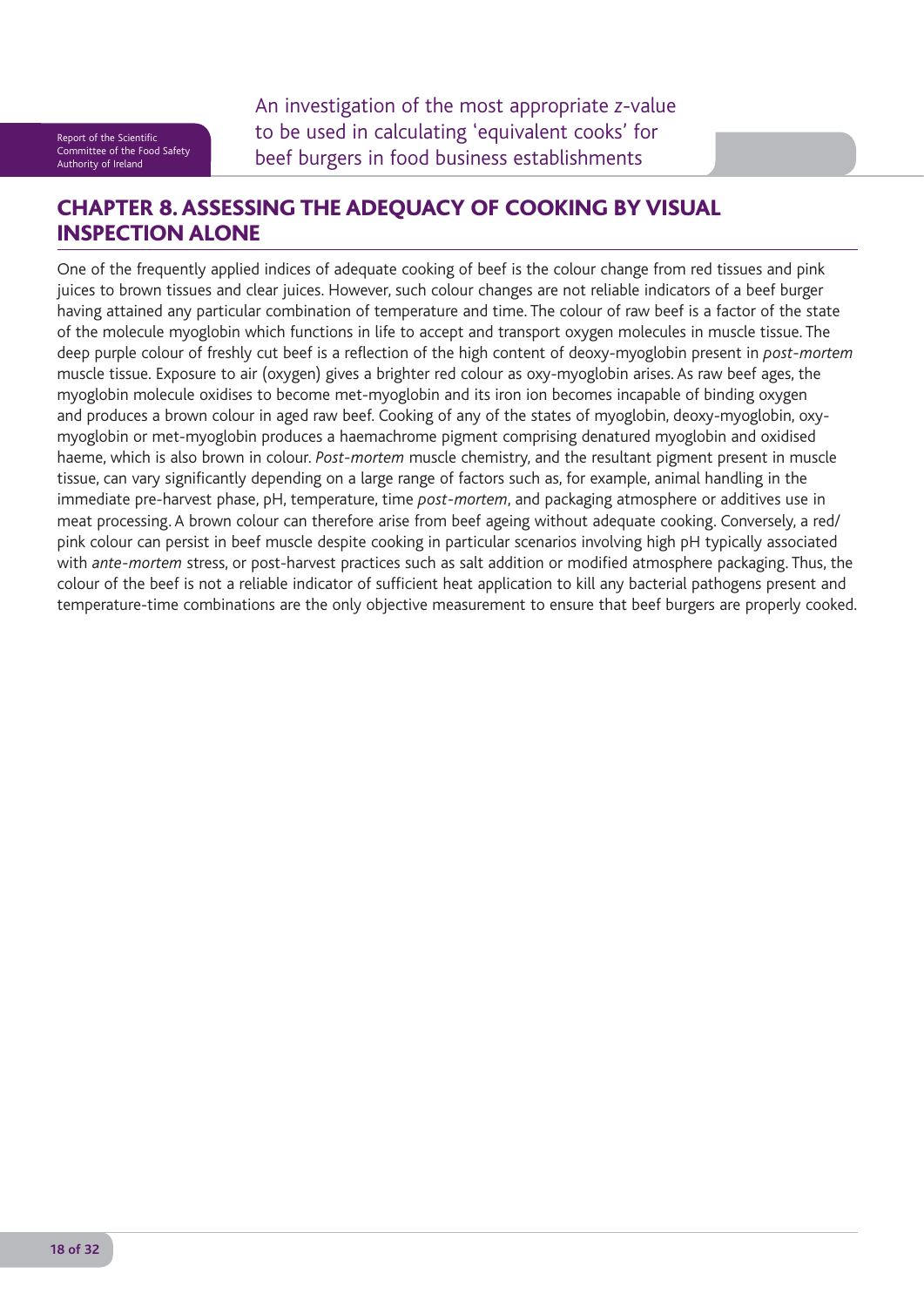## CHAPTER 8. ASSESSING THE ADEQUACY OF COOKING BY VISUAL INSPECTION ALONE

One of the frequently applied indices of adequate cooking of beef is the colour change from red tissues and pink juices to brown tissues and clear juices. However, such colour changes are not reliable indicators of a beef burger having attained any particular combination of temperature and time. The colour of raw beef is a factor of the state of the molecule myoglobin which functions in life to accept and transport oxygen molecules in muscle tissue. The deep purple colour of freshly cut beef is a reflection of the high content of deoxy-myoglobin present in *post-mortem* muscle tissue. Exposure to air (oxygen) gives a brighter red colour as oxy-myoglobin arises. As raw beef ages, the myoglobin molecule oxidises to become met-myoglobin and its iron ion becomes incapable of binding oxygen and produces a brown colour in aged raw beef. Cooking of any of the states of myoglobin, deoxy-myoglobin, oxy-myoglobin or met-myoglobin produces a haemachrome pigment comprising denatured myoglobin and oxidised haeme, which is also brown in colour. *Post-mortem* muscle chemistry, and the resultant pigment present in muscle tissue, can vary significantly depending on a large range of factors such as, for example, animal handling in the immediate pre-harvest phase, pH, temperature, time *post-mortem*, and packaging atmosphere or additives use in meat processing. A brown colour can therefore arise from beef ageing without adequate cooking. Conversely, a red/pink colour can persist in beef muscle despite cooking in particular scenarios involving high pH typically associated with *ante-mortem* stress, or post-harvest practices such as salt addition or modified atmosphere packaging. Thus, the colour of the beef is not a reliable indicator of sufficient heat application to kill any bacterial pathogens present and temperature-time combinations are the only objective measurement to ensure that beef burgers are properly cooked.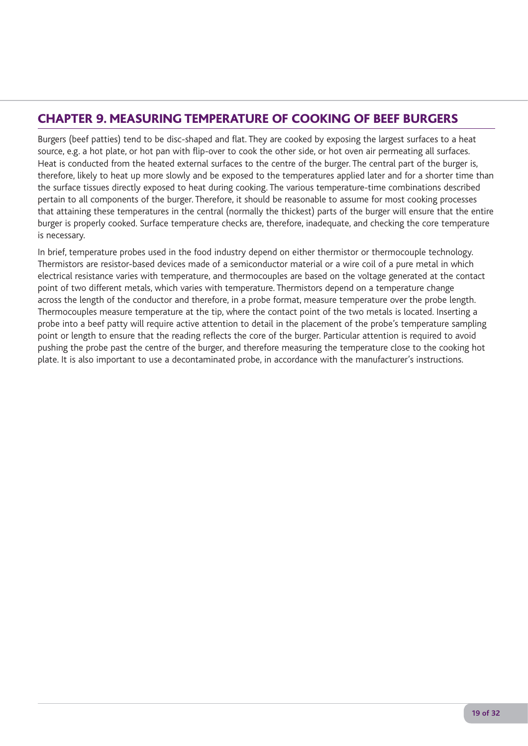## CHAPTER 9. MEASURING TEMPERATURE OF COOKING OF BEEF BURGERS

Burgers (beef patties) tend to be disc-shaped and flat. They are cooked by exposing the largest surfaces to a heat source, e.g. a hot plate, or hot pan with flip-over to cook the other side, or hot oven air permeating all surfaces. Heat is conducted from the heated external surfaces to the centre of the burger. The central part of the burger is, therefore, likely to heat up more slowly and be exposed to the temperatures applied later and for a shorter time than the surface tissues directly exposed to heat during cooking. The various temperature-time combinations described pertain to all components of the burger. Therefore, it should be reasonable to assume for most cooking processes that attaining these temperatures in the central (normally the thickest) parts of the burger will ensure that the entire burger is properly cooked. Surface temperature checks are, therefore, inadequate, and checking the core temperature is necessary.

In brief, temperature probes used in the food industry depend on either thermistor or thermocouple technology. Thermistors are resistor-based devices made of a semiconductor material or a wire coil of a pure metal in which electrical resistance varies with temperature, and thermocouples are based on the voltage generated at the contact point of two different metals, which varies with temperature. Thermistors depend on a temperature change across the length of the conductor and therefore, in a probe format, measure temperature over the probe length. Thermocouples measure temperature at the tip, where the contact point of the two metals is located. Inserting a probe into a beef patty will require active attention to detail in the placement of the probe's temperature sampling point or length to ensure that the reading reflects the core of the burger. Particular attention is required to avoid pushing the probe past the centre of the burger, and therefore measuring the temperature close to the cooking hot plate. It is also important to use a decontaminated probe, in accordance with the manufacturer's instructions.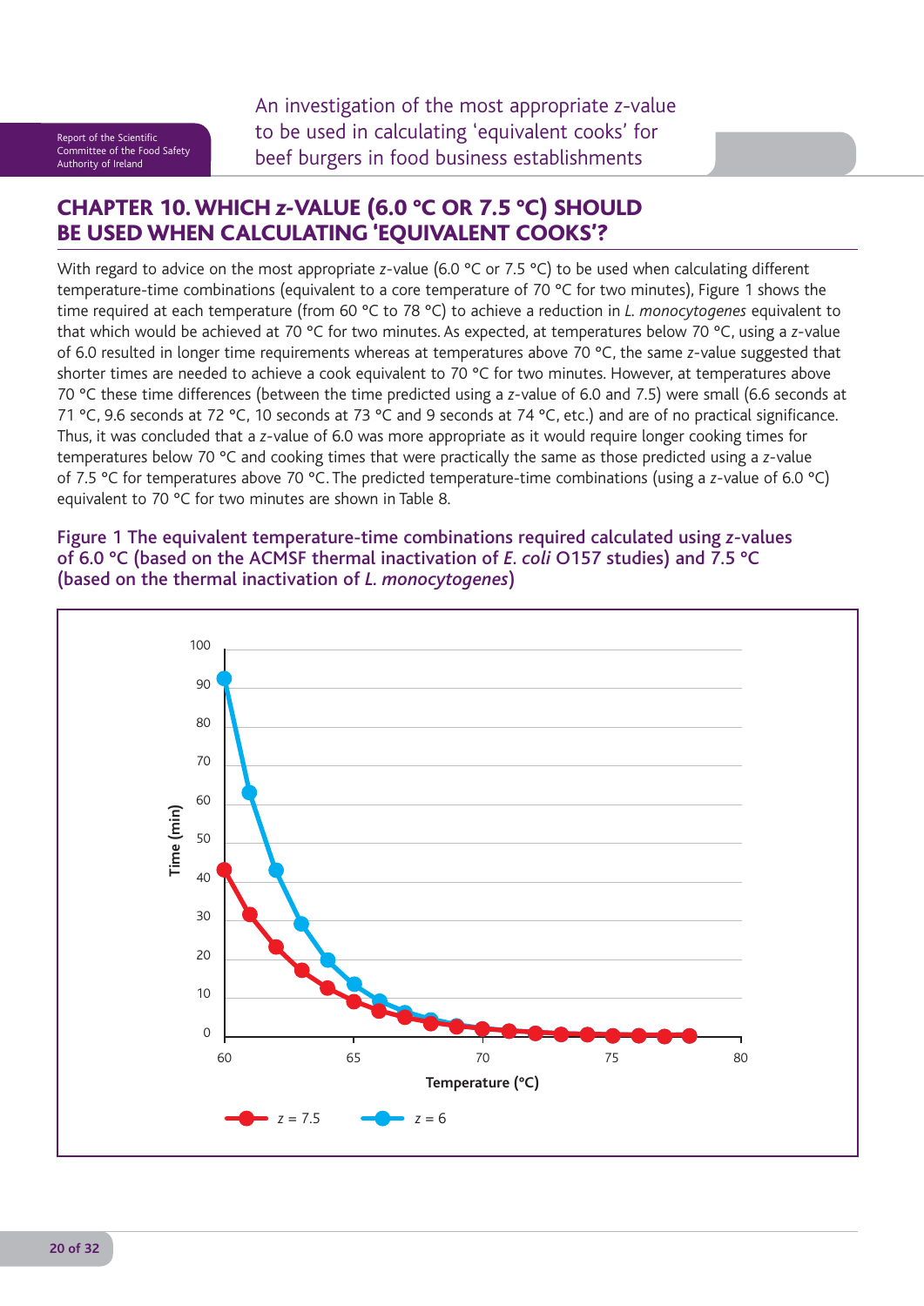## CHAPTER 10. WHICH *z*-VALUE (6.0 °C OR 7.5 °C) SHOULD BE USED WHEN CALCULATING 'EQUIVALENT COOKS'?

With regard to advice on the most appropriate *z*-value (6.0 °C or 7.5 °C) to be used when calculating different temperature-time combinations (equivalent to a core temperature of 70 °C for two minutes), Figure 1 shows the time required at each temperature (from 60 °C to 78 °C) to achieve a reduction in *L. monocytogenes* equivalent to that which would be achieved at 70 °C for two minutes. As expected, at temperatures below 70 °C, using a *z*-value of 6.0 resulted in longer time requirements whereas at temperatures above 70 °C, the same *z*-value suggested that shorter times are needed to achieve a cook equivalent to 70 °C for two minutes. However, at temperatures above 70 °C these time differences (between the time predicted using a *z*-value of 6.0 and 7.5) were small (6.6 seconds at 71 °C, 9.6 seconds at 72 °C, 10 seconds at 73 °C and 9 seconds at 74 °C, etc.) and are of no practical significance. Thus, it was concluded that a *z*-value of 6.0 was more appropriate as it would require longer cooking times for temperatures below 70 °C and cooking times that were practically the same as those predicted using a *z*-value of 7.5 °C for temperatures above 70 °C. The predicted temperature-time combinations (using a *z*-value of 6.0 °C) equivalent to 70 °C for two minutes are shown in Table 8.

**Figure 1 The equivalent temperature-time combinations required calculated using *z*-values of 6.0 °C (based on the ACMSF thermal inactivation of *E. coli* O157 studies) and 7.5 °C (based on the thermal inactivation of *L. monocytogenes*)**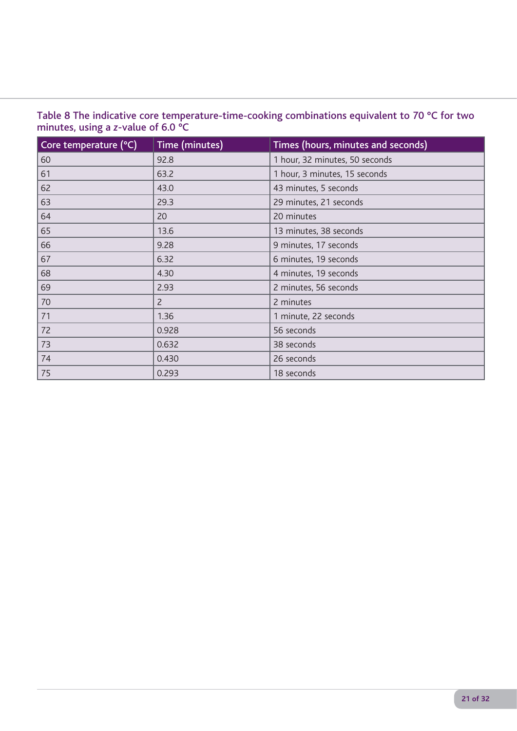Table 8 The indicative core temperature-time-cooking combinations equivalent to 70 °C for two minutes, using a *z*-value of 6.0 °C

| Core temperature (°C) | Time (minutes) | Times (hours, minutes and seconds) |
|---|---|---|
| 60 | 92.8 | 1 hour, 32 minutes, 50 seconds |
| 61 | 63.2 | 1 hour, 3 minutes, 15 seconds |
| 62 | 43.0 | 43 minutes, 5 seconds |
| 63 | 29.3 | 29 minutes, 21 seconds |
| 64 | 20 | 20 minutes |
| 65 | 13.6 | 13 minutes, 38 seconds |
| 66 | 9.28 | 9 minutes, 17 seconds |
| 67 | 6.32 | 6 minutes, 19 seconds |
| 68 | 4.30 | 4 minutes, 19 seconds |
| 69 | 2.93 | 2 minutes, 56 seconds |
| 70 | 2 | 2 minutes |
| 71 | 1.36 | 1 minute, 22 seconds |
| 72 | 0.928 | 56 seconds |
| 73 | 0.632 | 38 seconds |
| 74 | 0.430 | 26 seconds |
| 75 | 0.293 | 18 seconds |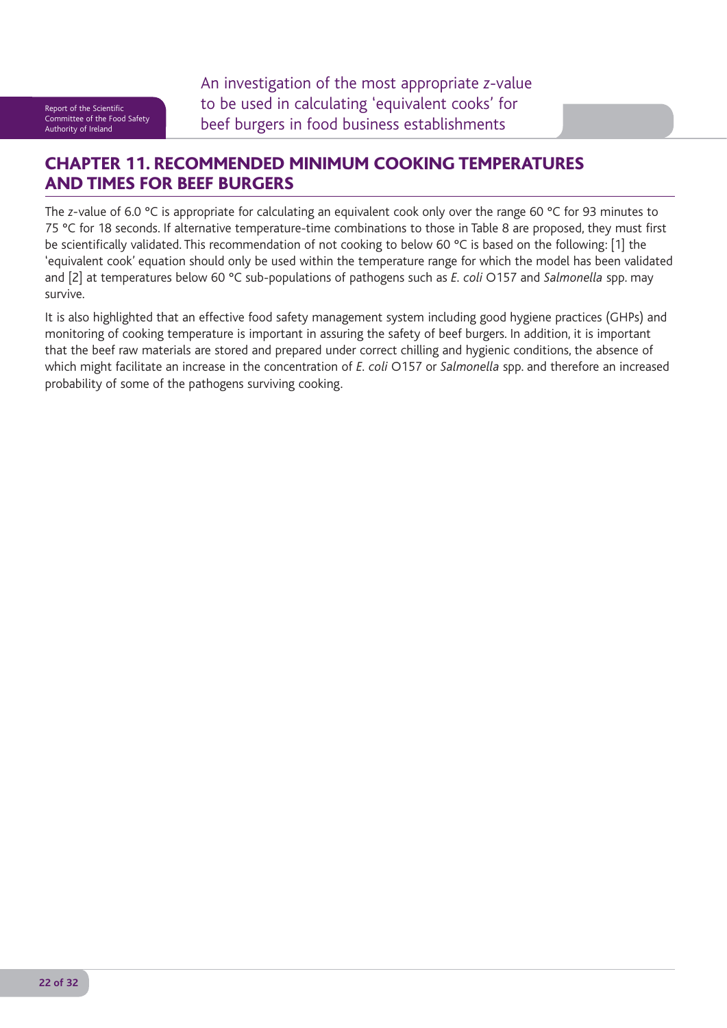## CHAPTER 11. RECOMMENDED MINIMUM COOKING TEMPERATURES AND TIMES FOR BEEF BURGERS

The *z*-value of 6.0 °C is appropriate for calculating an equivalent cook only over the range 60 °C for 93 minutes to 75 °C for 18 seconds. If alternative temperature-time combinations to those in Table 8 are proposed, they must first be scientifically validated. This recommendation of not cooking to below 60 °C is based on the following: [1] the 'equivalent cook' equation should only be used within the temperature range for which the model has been validated and [2] at temperatures below 60 °C sub-populations of pathogens such as *E. coli* O157 and *Salmonella* spp. may survive.

It is also highlighted that an effective food safety management system including good hygiene practices (GHPs) and monitoring of cooking temperature is important in assuring the safety of beef burgers. In addition, it is important that the beef raw materials are stored and prepared under correct chilling and hygienic conditions, the absence of which might facilitate an increase in the concentration of *E. coli* O157 or *Salmonella* spp. and therefore an increased probability of some of the pathogens surviving cooking.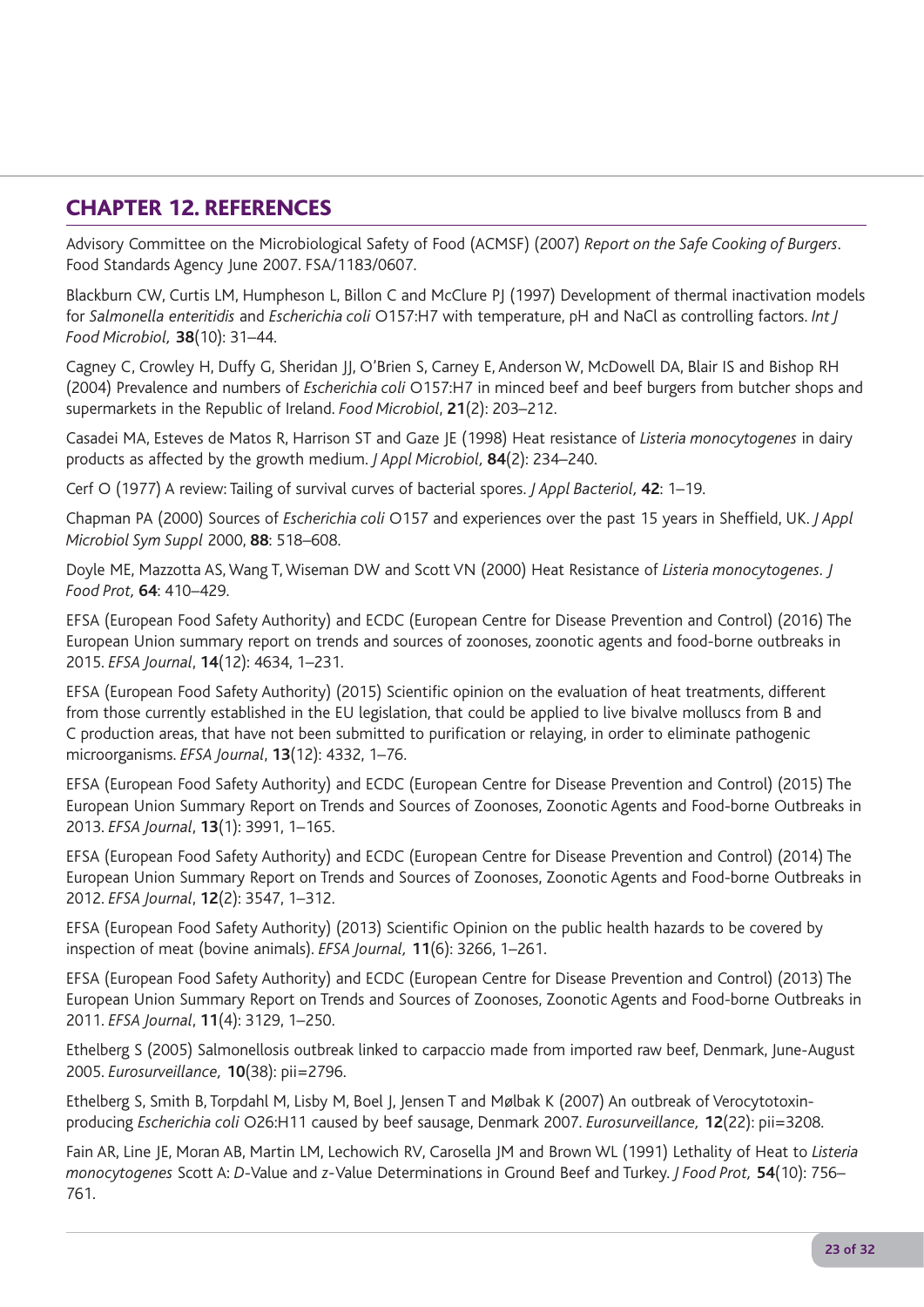## CHAPTER 12. REFERENCES

Advisory Committee on the Microbiological Safety of Food (ACMSF) (2007) *Report on the Safe Cooking of Burgers*. Food Standards Agency June 2007. FSA/1183/0607.

Blackburn CW, Curtis LM, Humpheson L, Billon C and McClure PJ (1997) Development of thermal inactivation models for *Salmonella enteritidis* and *Escherichia coli* O157:H7 with temperature, pH and NaCl as controlling factors. *Int J Food Microbiol,* **38**(10): 31–44.

Cagney C, Crowley H, Duffy G, Sheridan JJ, O'Brien S, Carney E, Anderson W, McDowell DA, Blair IS and Bishop RH (2004) Prevalence and numbers of *Escherichia coli* O157:H7 in minced beef and beef burgers from butcher shops and supermarkets in the Republic of Ireland. *Food Microbiol*, **21**(2): 203–212.

Casadei MA, Esteves de Matos R, Harrison ST and Gaze JE (1998) Heat resistance of *Listeria monocytogenes* in dairy products as affected by the growth medium. *J Appl Microbiol,* **84**(2): 234–240.

Cerf O (1977) A review: Tailing of survival curves of bacterial spores. *J Appl Bacteriol,* **42**: 1–19.

Chapman PA (2000) Sources of *Escherichia coli* O157 and experiences over the past 15 years in Sheffield, UK. *J Appl Microbiol Sym Suppl* 2000, **88**: 518–608.

Doyle ME, Mazzotta AS, Wang T, Wiseman DW and Scott VN (2000) Heat Resistance of *Listeria monocytogenes*. *J Food Prot,* **64**: 410–429.

EFSA (European Food Safety Authority) and ECDC (European Centre for Disease Prevention and Control) (2016) The European Union summary report on trends and sources of zoonoses, zoonotic agents and food-borne outbreaks in 2015. *EFSA Journal*, **14**(12): 4634, 1–231.

EFSA (European Food Safety Authority) (2015) Scientific opinion on the evaluation of heat treatments, different from those currently established in the EU legislation, that could be applied to live bivalve molluscs from B and C production areas, that have not been submitted to purification or relaying, in order to eliminate pathogenic microorganisms. *EFSA Journal*, **13**(12): 4332, 1–76.

EFSA (European Food Safety Authority) and ECDC (European Centre for Disease Prevention and Control) (2015) The European Union Summary Report on Trends and Sources of Zoonoses, Zoonotic Agents and Food-borne Outbreaks in 2013. *EFSA Journal*, **13**(1): 3991, 1–165.

EFSA (European Food Safety Authority) and ECDC (European Centre for Disease Prevention and Control) (2014) The European Union Summary Report on Trends and Sources of Zoonoses, Zoonotic Agents and Food-borne Outbreaks in 2012. *EFSA Journal*, **12**(2): 3547, 1–312.

EFSA (European Food Safety Authority) (2013) Scientific Opinion on the public health hazards to be covered by inspection of meat (bovine animals). *EFSA Journal,* **11**(6): 3266, 1–261.

EFSA (European Food Safety Authority) and ECDC (European Centre for Disease Prevention and Control) (2013) The European Union Summary Report on Trends and Sources of Zoonoses, Zoonotic Agents and Food-borne Outbreaks in 2011. *EFSA Journal*, **11**(4): 3129, 1–250.

Ethelberg S (2005) Salmonellosis outbreak linked to carpaccio made from imported raw beef, Denmark, June-August 2005. *Eurosurveillance,* **10**(38): pii=2796.

Ethelberg S, Smith B, Torpdahl M, Lisby M, Boel J, Jensen T and Mølbak K (2007) An outbreak of Verocytotoxin-producing *Escherichia coli* O26:H11 caused by beef sausage, Denmark 2007. *Eurosurveillance,* **12**(22): pii=3208.

Fain AR, Line JE, Moran AB, Martin LM, Lechowich RV, Carosella JM and Brown WL (1991) Lethality of Heat to *Listeria monocytogenes* Scott A: *D*-Value and *z*-Value Determinations in Ground Beef and Turkey. *J Food Prot,* **54**(10): 756–761.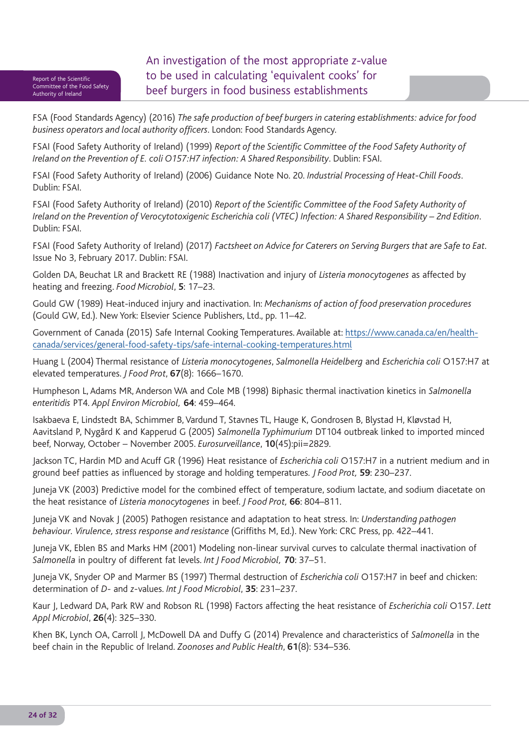FSA (Food Standards Agency) (2016) *The safe production of beef burgers in catering establishments: advice for food business operators and local authority officers*. London: Food Standards Agency.

FSAI (Food Safety Authority of Ireland) (1999) *Report of the Scientific Committee of the Food Safety Authority of Ireland on the Prevention of E. coli O157:H7 infection: A Shared Responsibility*. Dublin: FSAI.

FSAI (Food Safety Authority of Ireland) (2006) Guidance Note No. 20. *Industrial Processing of Heat-Chill Foods*. Dublin: FSAI.

FSAI (Food Safety Authority of Ireland) (2010) *Report of the Scientific Committee of the Food Safety Authority of Ireland on the Prevention of Verocytotoxigenic Escherichia coli (VTEC) Infection: A Shared Responsibility – 2nd Edition*. Dublin: FSAI.

FSAI (Food Safety Authority of Ireland) (2017) *Factsheet on Advice for Caterers on Serving Burgers that are Safe to Eat*. Issue No 3, February 2017. Dublin: FSAI.

Golden DA, Beuchat LR and Brackett RE (1988) Inactivation and injury of *Listeria monocytogenes* as affected by heating and freezing. *Food Microbiol*, **5**: 17–23.

Gould GW (1989) Heat-induced injury and inactivation. In: *Mechanisms of action of food preservation procedures* (Gould GW, Ed.). New York: Elsevier Science Publishers, Ltd., pp. 11–42.

Government of Canada (2015) Safe Internal Cooking Temperatures. Available at: https://www.canada.ca/en/health-canada/services/general-food-safety-tips/safe-internal-cooking-temperatures.html

Huang L (2004) Thermal resistance of *Listeria monocytogenes*, *Salmonella Heidelberg* and *Escherichia coli* O157:H7 at elevated temperatures. *J Food Prot*, **67**(8): 1666–1670.

Humpheson L, Adams MR, Anderson WA and Cole MB (1998) Biphasic thermal inactivation kinetics in *Salmonella enteritidis* PT4. *Appl Environ Microbiol,* **64**: 459–464.

Isakbaeva E, Lindstedt BA, Schimmer B, Vardund T, Stavnes TL, Hauge K, Gondrosen B, Blystad H, Kløvstad H, Aavitsland P, Nygård K and Kapperud G (2005) *Salmonella Typhimurium* DT104 outbreak linked to imported minced beef, Norway, October – November 2005. *Eurosurveillance*, **10**(45):pii=2829.

Jackson TC, Hardin MD and Acuff GR (1996) Heat resistance of *Escherichia coli* O157:H7 in a nutrient medium and in ground beef patties as influenced by storage and holding temperatures. *J Food Prot,* **59**: 230–237.

Juneja VK (2003) Predictive model for the combined effect of temperature, sodium lactate, and sodium diacetate on the heat resistance of *Listeria monocytogenes* in beef. *J Food Prot,* **66**: 804–811.

Juneja VK and Novak J (2005) Pathogen resistance and adaptation to heat stress. In: *Understanding pathogen behaviour. Virulence, stress response and resistance* (Griffiths M, Ed.). New York: CRC Press, pp. 422–441.

Juneja VK, Eblen BS and Marks HM (2001) Modeling non-linear survival curves to calculate thermal inactivation of *Salmonella* in poultry of different fat levels. *Int J Food Microbiol,* **70**: 37–51.

Juneja VK, Snyder OP and Marmer BS (1997) Thermal destruction of *Escherichia coli* O157:H7 in beef and chicken: determination of *D*- and *z*-values. *Int J Food Microbiol*, **35**: 231–237.

Kaur J, Ledward DA, Park RW and Robson RL (1998) Factors affecting the heat resistance of *Escherichia coli* O157. *Lett Appl Microbiol*, **26**(4): 325–330.

Khen BK, Lynch OA, Carroll J, McDowell DA and Duffy G (2014) Prevalence and characteristics of *Salmonella* in the beef chain in the Republic of Ireland. *Zoonoses and Public Health*, **61**(8): 534–536.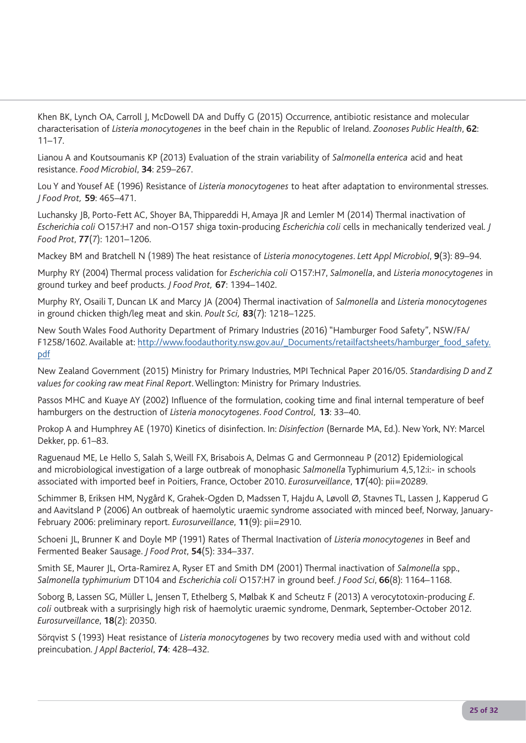Khen BK, Lynch OA, Carroll J, McDowell DA and Duffy G (2015) Occurrence, antibiotic resistance and molecular characterisation of *Listeria monocytogenes* in the beef chain in the Republic of Ireland. *Zoonoses Public Health*, **62**: 11–17.

Lianou A and Koutsoumanis KP (2013) Evaluation of the strain variability of *Salmonella enterica* acid and heat resistance. *Food Microbiol*, **34**: 259–267.

Lou Y and Yousef AE (1996) Resistance of *Listeria monocytogenes* to heat after adaptation to environmental stresses. *J Food Prot,* **59**: 465–471.

Luchansky JB, Porto-Fett AC, Shoyer BA, Thippareddi H, Amaya JR and Lemler M (2014) Thermal inactivation of *Escherichia coli* O157:H7 and non-O157 shiga toxin-producing *Escherichia coli* cells in mechanically tenderized veal. *J Food Prot*, **77**(7): 1201–1206.

Mackey BM and Bratchell N (1989) The heat resistance of *Listeria monocytogenes*. *Lett Appl Microbiol*, **9**(3): 89–94.

Murphy RY (2004) Thermal process validation for *Escherichia coli* O157:H7, *Salmonella*, and *Listeria monocytogenes* in ground turkey and beef products. *J Food Prot,* **67**: 1394–1402.

Murphy RY, Osaili T, Duncan LK and Marcy JA (2004) Thermal inactivation of *Salmonella* and *Listeria monocytogenes* in ground chicken thigh/leg meat and skin. *Poult Sci,* **83**(7): 1218–1225.

New South Wales Food Authority Department of Primary Industries (2016) "Hamburger Food Safety", NSW/FA/F1258/1602. Available at: [http://www.foodauthority.nsw.gov.au/_Documents/retailfactsheets/hamburger_food_safety.pdf](http://www.foodauthority.nsw.gov.au/_Documents/retailfactsheets/hamburger_food_safety.pdf)

New Zealand Government (2015) Ministry for Primary Industries, MPI Technical Paper 2016/05. *Standardising D and Z values for cooking raw meat Final Report*. Wellington: Ministry for Primary Industries.

Passos MHC and Kuaye AY (2002) Influence of the formulation, cooking time and final internal temperature of beef hamburgers on the destruction of *Listeria monocytogenes*. *Food Control,* **13**: 33–40.

Prokop A and Humphrey AE (1970) Kinetics of disinfection. In: *Disinfection* (Bernarde MA, Ed.). New York, NY: Marcel Dekker, pp. 61–83.

Raguenaud ME, Le Hello S, Salah S, Weill FX, Brisabois A, Delmas G and Germonneau P (2012) Epidemiological and microbiological investigation of a large outbreak of monophasic *Salmonella* Typhimurium 4,5,12:i:- in schools associated with imported beef in Poitiers, France, October 2010. *Eurosurveillance*, **17**(40): pii=20289.

Schimmer B, Eriksen HM, Nygård K, Grahek-Ogden D, Madssen T, Hajdu A, Løvoll Ø, Stavnes TL, Lassen J, Kapperud G and Aavitsland P (2006) An outbreak of haemolytic uraemic syndrome associated with minced beef, Norway, January-February 2006: preliminary report. *Eurosurveillance*, **11**(9): pii=2910.

Schoeni JL, Brunner K and Doyle MP (1991) Rates of Thermal Inactivation of *Listeria monocytogenes* in Beef and Fermented Beaker Sausage. *J Food Prot*, **54**(5): 334–337.

Smith SE, Maurer JL, Orta-Ramirez A, Ryser ET and Smith DM (2001) Thermal inactivation of *Salmonella* spp., *Salmonella typhimurium* DT104 and *Escherichia coli* O157:H7 in ground beef. *J Food Sci*, **66**(8): 1164–1168.

Soborg B, Lassen SG, Müller L, Jensen T, Ethelberg S, Mølbak K and Scheutz F (2013) A verocytotoxin-producing *E. coli* outbreak with a surprisingly high risk of haemolytic uraemic syndrome, Denmark, September-October 2012. *Eurosurveillance*, **18**(2): 20350.

Sörqvist S (1993) Heat resistance of *Listeria monocytogenes* by two recovery media used with and without cold preincubation. *J Appl Bacteriol*, **74**: 428–432.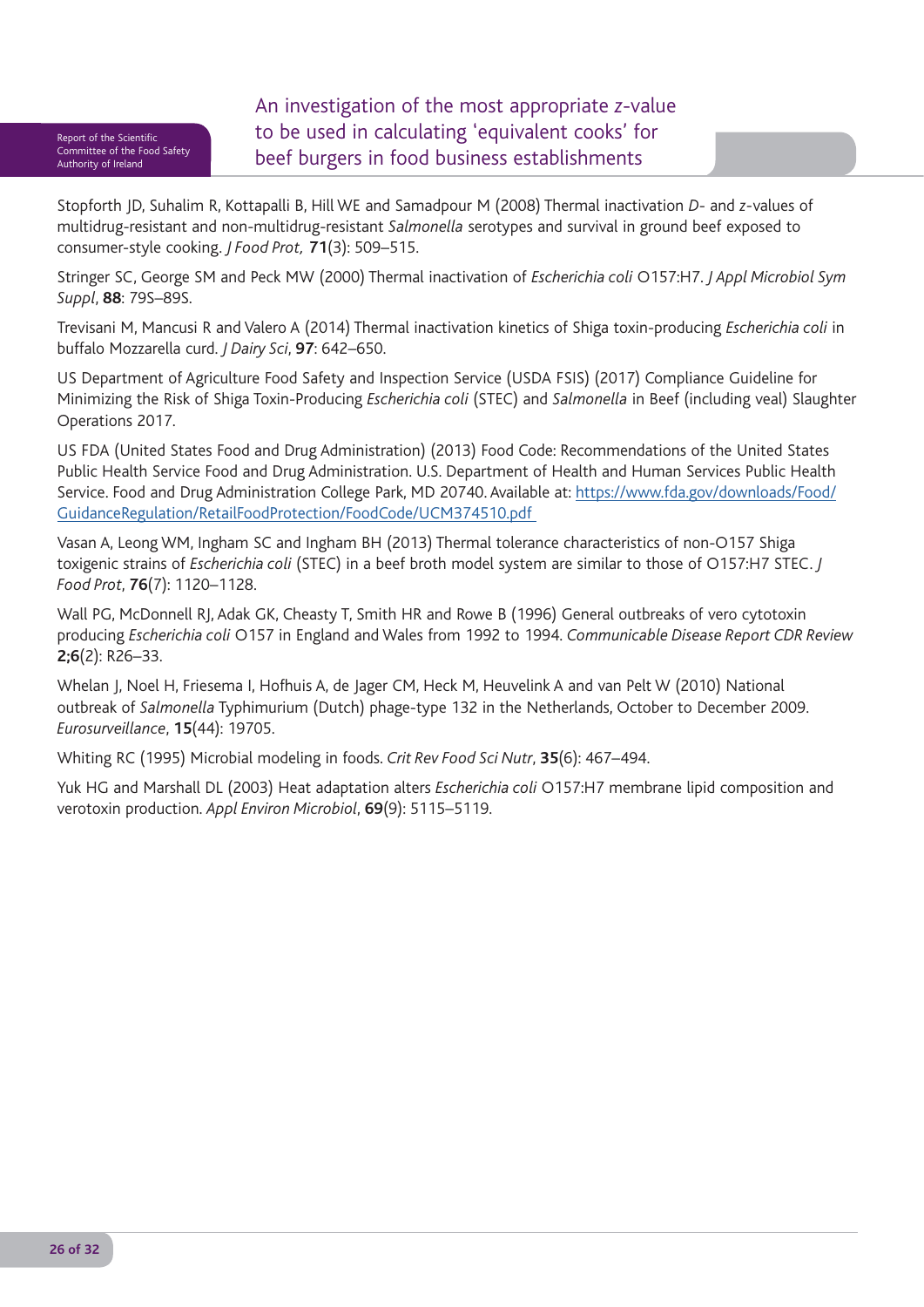Stopforth JD, Suhalim R, Kottapalli B, Hill WE and Samadpour M (2008) Thermal inactivation *D*- and *z*-values of multidrug-resistant and non-multidrug-resistant *Salmonella* serotypes and survival in ground beef exposed to consumer-style cooking. *J Food Prot,* **71**(3): 509–515.

Stringer SC, George SM and Peck MW (2000) Thermal inactivation of *Escherichia coli* O157:H7. *J Appl Microbiol Sym Suppl*, **88**: 79S–89S.

Trevisani M, Mancusi R and Valero A (2014) Thermal inactivation kinetics of Shiga toxin-producing *Escherichia coli* in buffalo Mozzarella curd. *J Dairy Sci*, **97**: 642–650.

US Department of Agriculture Food Safety and Inspection Service (USDA FSIS) (2017) Compliance Guideline for Minimizing the Risk of Shiga Toxin-Producing *Escherichia coli* (STEC) and *Salmonella* in Beef (including veal) Slaughter Operations 2017.

US FDA (United States Food and Drug Administration) (2013) Food Code: Recommendations of the United States Public Health Service Food and Drug Administration. U.S. Department of Health and Human Services Public Health Service. Food and Drug Administration College Park, MD 20740. Available at: https://www.fda.gov/downloads/Food/GuidanceRegulation/RetailFoodProtection/FoodCode/UCM374510.pdf

Vasan A, Leong WM, Ingham SC and Ingham BH (2013) Thermal tolerance characteristics of non-O157 Shiga toxigenic strains of *Escherichia coli* (STEC) in a beef broth model system are similar to those of O157:H7 STEC. *J Food Prot*, **76**(7): 1120–1128.

Wall PG, McDonnell RJ, Adak GK, Cheasty T, Smith HR and Rowe B (1996) General outbreaks of vero cytotoxin producing *Escherichia coli* O157 in England and Wales from 1992 to 1994. *Communicable Disease Report CDR Review* **2;6**(2): R26–33.

Whelan J, Noel H, Friesema I, Hofhuis A, de Jager CM, Heck M, Heuvelink A and van Pelt W (2010) National outbreak of *Salmonella* Typhimurium (Dutch) phage-type 132 in the Netherlands, October to December 2009. *Eurosurveillance*, **15**(44): 19705.

Whiting RC (1995) Microbial modeling in foods. *Crit Rev Food Sci Nutr*, **35**(6): 467–494.

Yuk HG and Marshall DL (2003) Heat adaptation alters *Escherichia coli* O157:H7 membrane lipid composition and verotoxin production. *Appl Environ Microbiol*, **69**(9): 5115–5119.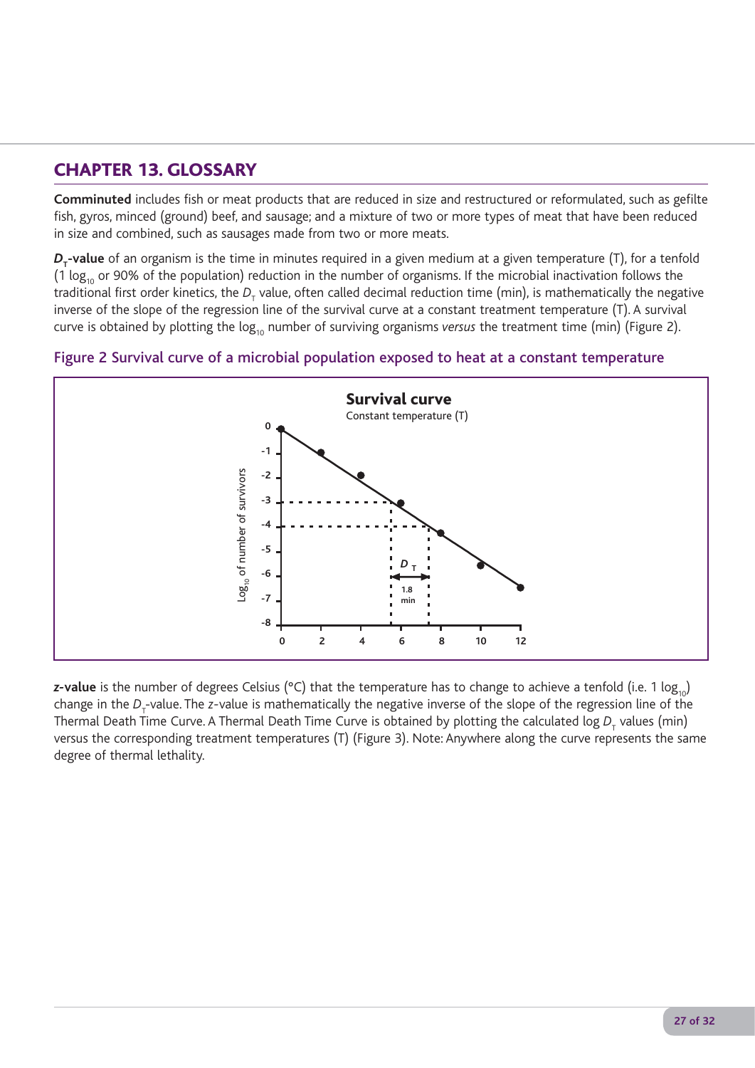## CHAPTER 13. GLOSSARY

**Comminuted** includes fish or meat products that are reduced in size and restructured or reformulated, such as gefilte fish, gyros, minced (ground) beef, and sausage; and a mixture of two or more types of meat that have been reduced in size and combined, such as sausages made from two or more meats.

**$D_T$-value** of an organism is the time in minutes required in a given medium at a given temperature (T), for a tenfold (1 $\log_{10}$ or 90% of the population) reduction in the number of organisms. If the microbial inactivation follows the traditional first order kinetics, the $D_T$ value, often called decimal reduction time (min), is mathematically the negative inverse of the slope of the regression line of the survival curve at a constant treatment temperature (T). A survival curve is obtained by plotting the $\log_{10}$ number of surviving organisms *versus* the treatment time (min) (Figure 2).

Figure 2 Survival curve of a microbial population exposed to heat at a constant temperature

**z-value** is the number of degrees Celsius (°C) that the temperature has to change to achieve a tenfold (i.e. 1 $\log_{10}$) change in the $D_T$-value. The *z*-value is mathematically the negative inverse of the slope of the regression line of the Thermal Death Time Curve. A Thermal Death Time Curve is obtained by plotting the calculated log $D_T$ values (min) versus the corresponding treatment temperatures (T) (Figure 3). Note: Anywhere along the curve represents the same degree of thermal lethality.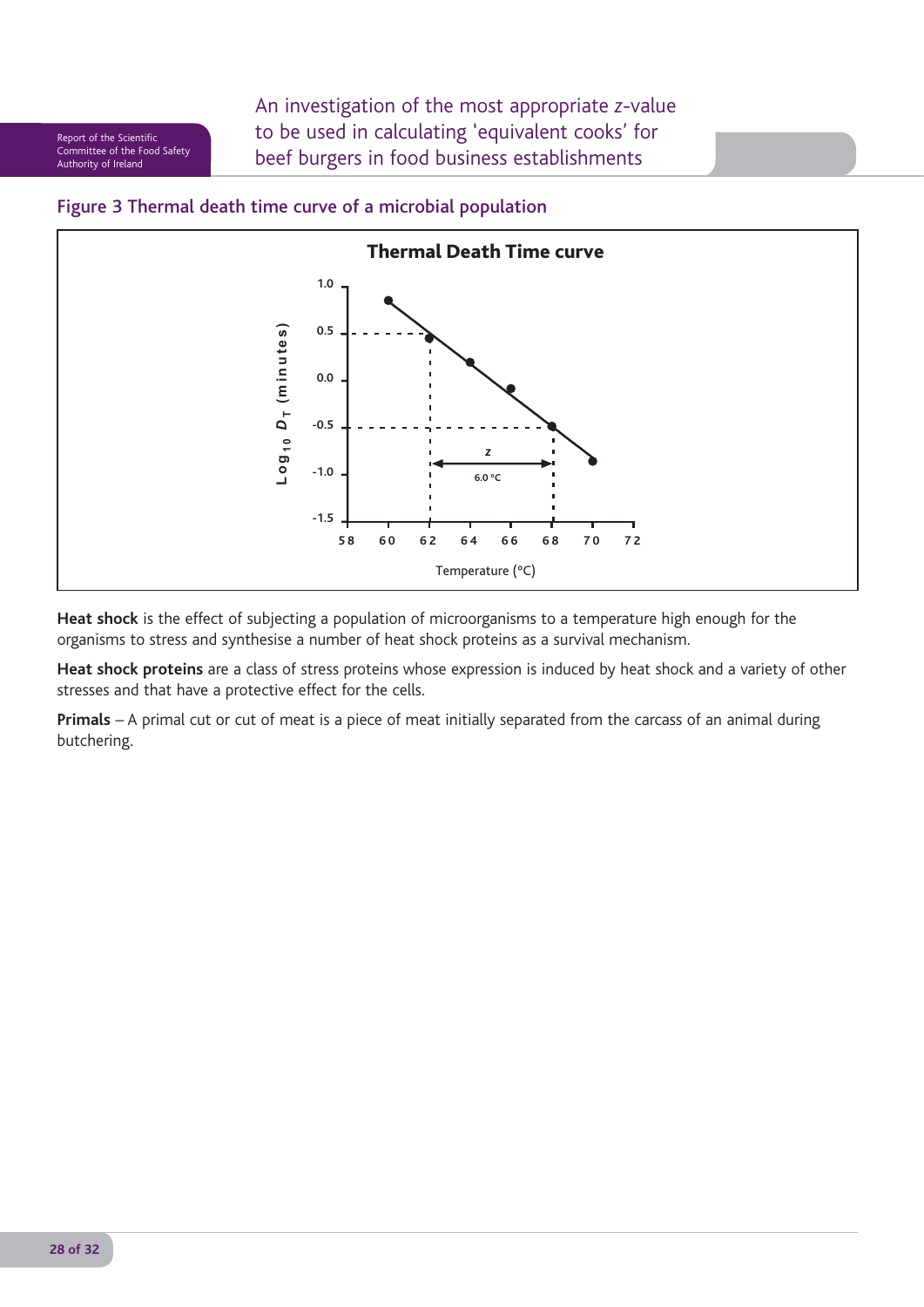### Figure 3 Thermal death time curve of a microbial population

**Heat shock** is the effect of subjecting a population of microorganisms to a temperature high enough for the organisms to stress and synthesise a number of heat shock proteins as a survival mechanism.

**Heat shock proteins** are a class of stress proteins whose expression is induced by heat shock and a variety of other stresses and that have a protective effect for the cells.

**Primals** – A primal cut or cut of meat is a piece of meat initially separated from the carcass of an animal during butchering.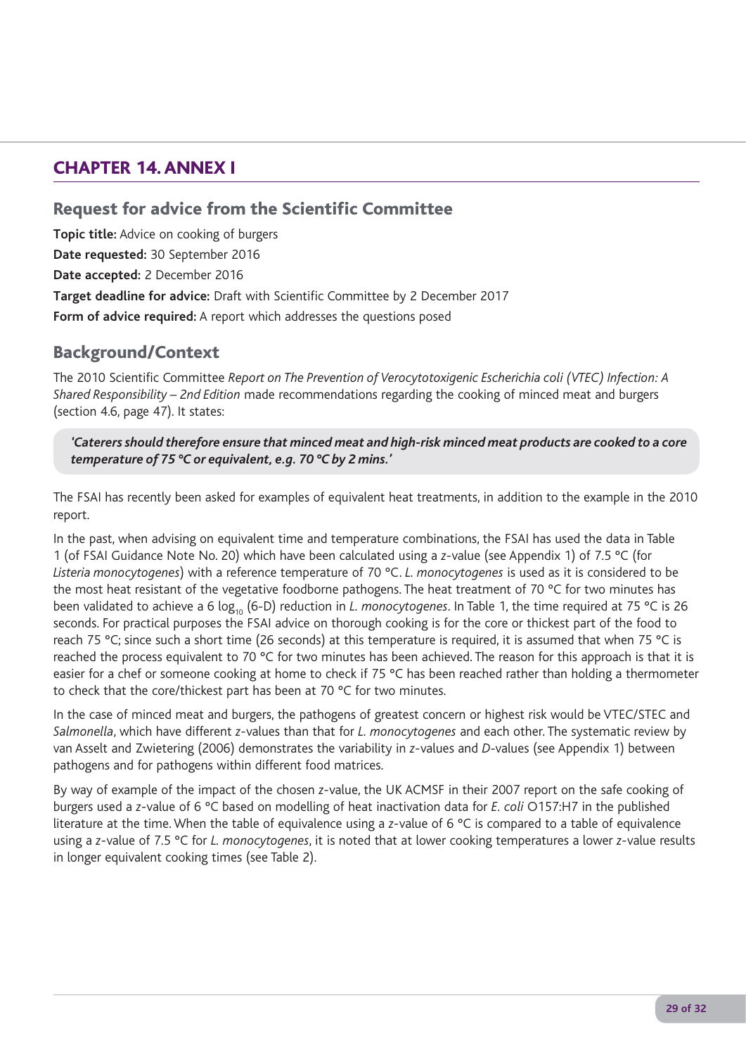# CHAPTER 14. ANNEX I

## Request for advice from the Scientific Committee

**Topic title:** Advice on cooking of burgers

**Date requested:** 30 September 2016

**Date accepted:** 2 December 2016

**Target deadline for advice:** Draft with Scientific Committee by 2 December 2017

**Form of advice required:** A report which addresses the questions posed

## Background/Context

The 2010 Scientific Committee *Report on The Prevention of Verocytotoxigenic Escherichia coli (VTEC) Infection: A Shared Responsibility – 2nd Edition* made recommendations regarding the cooking of minced meat and burgers (section 4.6, page 47). It states:

> ***'Caterers should therefore ensure that minced meat and high-risk minced meat products are cooked to a core temperature of 75 °C or equivalent, e.g. 70 °C by 2 mins.'***

The FSAI has recently been asked for examples of equivalent heat treatments, in addition to the example in the 2010 report.

In the past, when advising on equivalent time and temperature combinations, the FSAI has used the data in Table 1 (of FSAI Guidance Note No. 20) which have been calculated using a *z*-value (see Appendix 1) of 7.5 °C (for *Listeria monocytogenes*) with a reference temperature of 70 °C. *L. monocytogenes* is used as it is considered to be the most heat resistant of the vegetative foodborne pathogens. The heat treatment of 70 °C for two minutes has been validated to achieve a 6 $\log_{10}$ (6-D) reduction in *L. monocytogenes*. In Table 1, the time required at 75 °C is 26 seconds. For practical purposes the FSAI advice on thorough cooking is for the core or thickest part of the food to reach 75 °C; since such a short time (26 seconds) at this temperature is required, it is assumed that when 75 °C is reached the process equivalent to 70 °C for two minutes has been achieved. The reason for this approach is that it is easier for a chef or someone cooking at home to check if 75 °C has been reached rather than holding a thermometer to check that the core/thickest part has been at 70 °C for two minutes.

In the case of minced meat and burgers, the pathogens of greatest concern or highest risk would be VTEC/STEC and *Salmonella*, which have different *z*-values than that for *L. monocytogenes* and each other. The systematic review by van Asselt and Zwietering (2006) demonstrates the variability in *z*-values and *D*-values (see Appendix 1) between pathogens and for pathogens within different food matrices.

By way of example of the impact of the chosen *z*-value, the UK ACMSF in their 2007 report on the safe cooking of burgers used a *z*-value of 6 °C based on modelling of heat inactivation data for *E. coli* O157:H7 in the published literature at the time. When the table of equivalence using a *z*-value of 6 °C is compared to a table of equivalence using a *z*-value of 7.5 °C for *L. monocytogenes*, it is noted that at lower cooking temperatures a lower *z*-value results in longer equivalent cooking times (see Table 2).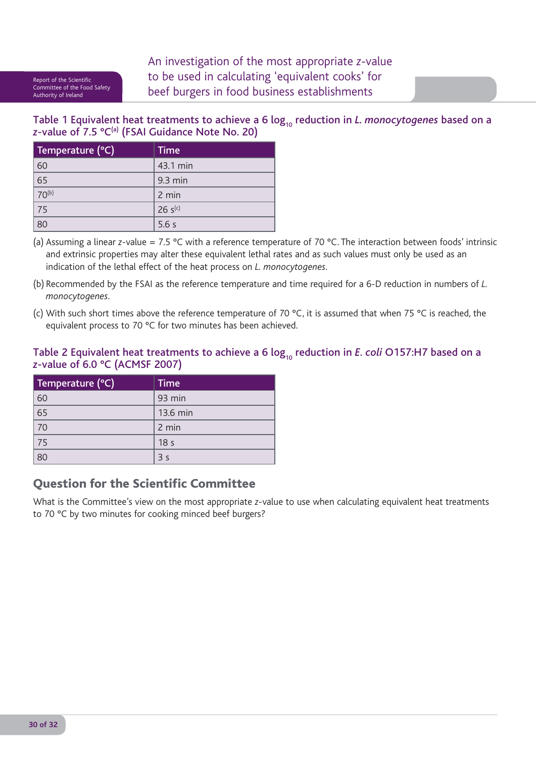### Table 1 Equivalent heat treatments to achieve a 6 $\log_{10}$ reduction in *L. monocytogenes* based on a *z*-value of 7.5 °C[(a)] (FSAI Guidance Note No. 20)

| Temperature (°C) | Time |
|---|---|
| 60 | 43.1 min |
| 65 | 9.3 min |
| 70[(b)] | 2 min |
| 75 | 26 s[(c)] |
| 80 | 5.6 s |

(a) Assuming a linear *z*-value = 7.5 °C with a reference temperature of 70 °C. The interaction between foods' intrinsic and extrinsic properties may alter these equivalent lethal rates and as such values must only be used as an indication of the lethal effect of the heat process on *L. monocytogenes*.

(b) Recommended by the FSAI as the reference temperature and time required for a 6-D reduction in numbers of *L. monocytogenes*.

(c) With such short times above the reference temperature of 70 °C, it is assumed that when 75 °C is reached, the equivalent process to 70 °C for two minutes has been achieved.

### Table 2 Equivalent heat treatments to achieve a 6 $\log_{10}$ reduction in *E. coli* O157:H7 based on a *z*-value of 6.0 °C (ACMSF 2007)

| Temperature (°C) | Time |
|---|---|
| 60 | 93 min |
| 65 | 13.6 min |
| 70 | 2 min |
| 75 | 18 s |
| 80 | 3 s |

## Question for the Scientific Committee

What is the Committee's view on the most appropriate *z*-value to use when calculating equivalent heat treatments to 70 °C by two minutes for cooking minced beef burgers?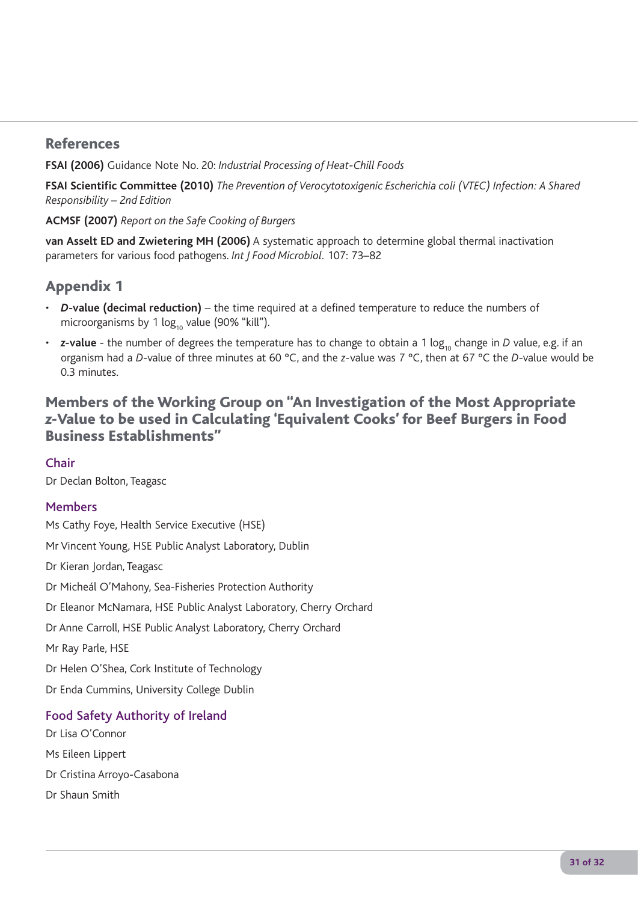## References

**FSAI (2006)** Guidance Note No. 20: *Industrial Processing of Heat-Chill Foods*

**FSAI Scientific Committee (2010)** *The Prevention of Verocytotoxigenic Escherichia coli (VTEC) Infection: A Shared Responsibility – 2nd Edition*

**ACMSF (2007)** *Report on the Safe Cooking of Burgers*

**van Asselt ED and Zwietering MH (2006)** A systematic approach to determine global thermal inactivation parameters for various food pathogens. *Int J Food Microbiol*. 107: 73–82

## Appendix 1

- ***D*-value (decimal reduction)** – the time required at a defined temperature to reduce the numbers of microorganisms by 1 $\log_{10}$ value (90% "kill").
- ***z*-value** - the number of degrees the temperature has to change to obtain a 1 $\log_{10}$ change in *D* value, e.g. if an organism had a *D*-value of three minutes at 60 °C, and the *z*-value was 7 °C, then at 67 °C the *D*-value would be 0.3 minutes.

## Members of the Working Group on "An Investigation of the Most Appropriate *z*-Value to be used in Calculating 'Equivalent Cooks' for Beef Burgers in Food Business Establishments"

### Chair

Dr Declan Bolton, Teagasc

### Members

Ms Cathy Foye, Health Service Executive (HSE)

Mr Vincent Young, HSE Public Analyst Laboratory, Dublin

Dr Kieran Jordan, Teagasc

Dr Micheál O'Mahony, Sea-Fisheries Protection Authority

Dr Eleanor McNamara, HSE Public Analyst Laboratory, Cherry Orchard

Dr Anne Carroll, HSE Public Analyst Laboratory, Cherry Orchard

Mr Ray Parle, HSE

Dr Helen O'Shea, Cork Institute of Technology

Dr Enda Cummins, University College Dublin

### Food Safety Authority of Ireland

Dr Lisa O'Connor

Ms Eileen Lippert

Dr Cristina Arroyo-Casabona

Dr Shaun Smith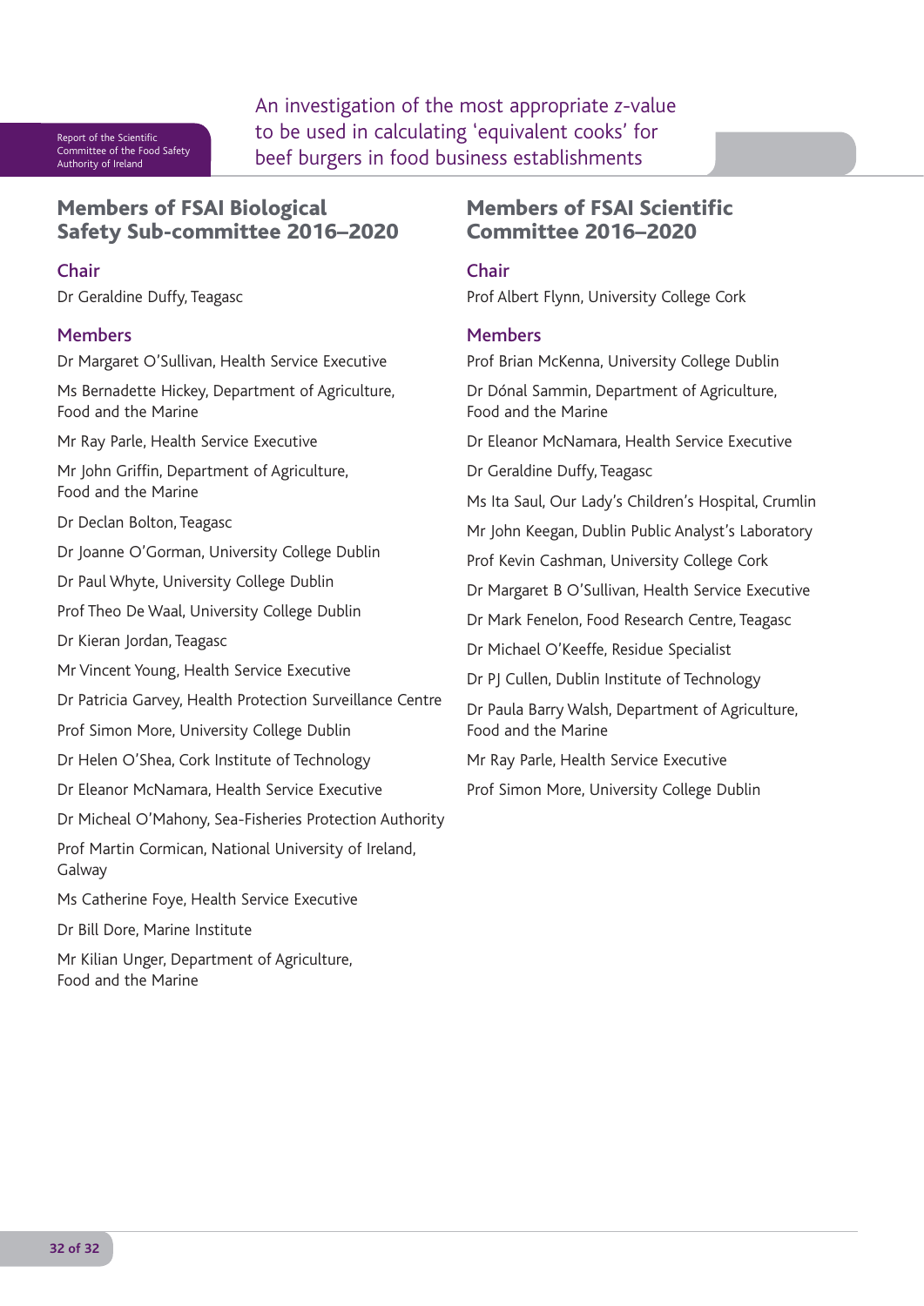## Members of FSAI Biological Safety Sub-committee 2016–2020

### Chair

Dr Geraldine Duffy, Teagasc

### Members

Dr Margaret O'Sullivan, Health Service Executive

Ms Bernadette Hickey, Department of Agriculture, Food and the Marine

Mr Ray Parle, Health Service Executive

Mr John Griffin, Department of Agriculture, Food and the Marine

Dr Declan Bolton, Teagasc

Dr Joanne O'Gorman, University College Dublin

Dr Paul Whyte, University College Dublin

Prof Theo De Waal, University College Dublin

Dr Kieran Jordan, Teagasc

Mr Vincent Young, Health Service Executive

Dr Patricia Garvey, Health Protection Surveillance Centre

Prof Simon More, University College Dublin

Dr Helen O'Shea, Cork Institute of Technology

Dr Eleanor McNamara, Health Service Executive

Dr Micheal O'Mahony, Sea-Fisheries Protection Authority

Prof Martin Cormican, National University of Ireland, Galway

Ms Catherine Foye, Health Service Executive

Dr Bill Dore, Marine Institute

Mr Kilian Unger, Department of Agriculture, Food and the Marine

## Members of FSAI Scientific Committee 2016–2020

### Chair

Prof Albert Flynn, University College Cork

### Members

Prof Brian McKenna, University College Dublin

Dr Dónal Sammin, Department of Agriculture, Food and the Marine

Dr Eleanor McNamara, Health Service Executive

Dr Geraldine Duffy, Teagasc

Ms Ita Saul, Our Lady's Children's Hospital, Crumlin

Mr John Keegan, Dublin Public Analyst's Laboratory

Prof Kevin Cashman, University College Cork

Dr Margaret B O'Sullivan, Health Service Executive

Dr Mark Fenelon, Food Research Centre, Teagasc

Dr Michael O'Keeffe, Residue Specialist

Dr PJ Cullen, Dublin Institute of Technology

Dr Paula Barry Walsh, Department of Agriculture, Food and the Marine

Mr Ray Parle, Health Service Executive

Prof Simon More, University College Dublin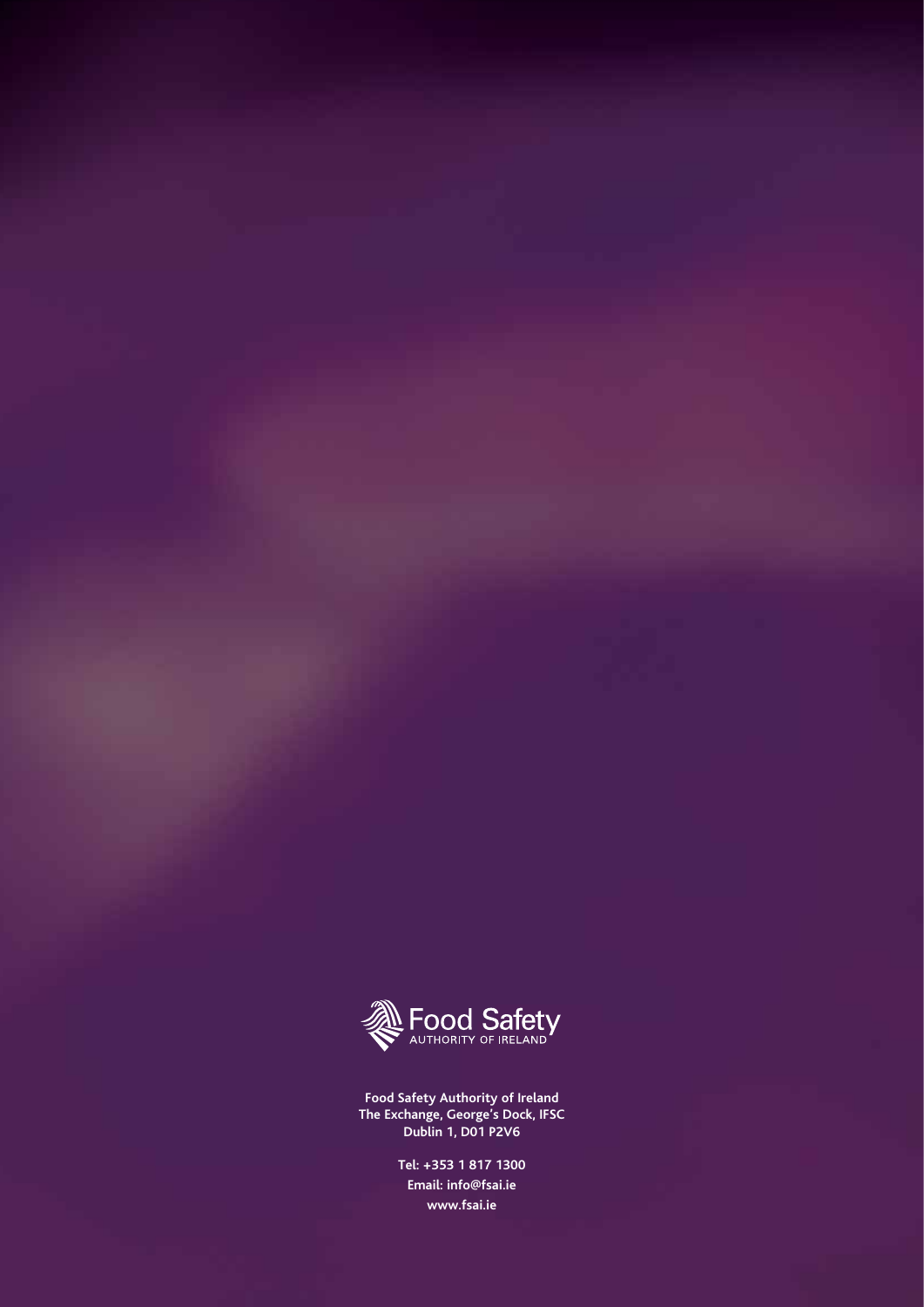Food Safety
AUTHORITY OF IRELAND

**Food Safety Authority of Ireland**
**The Exchange, George's Dock, IFSC**
**Dublin 1, D01 P2V6**

**Tel: +353 1 817 1300**
**Email: info@fsai.ie**
**www.fsai.ie**